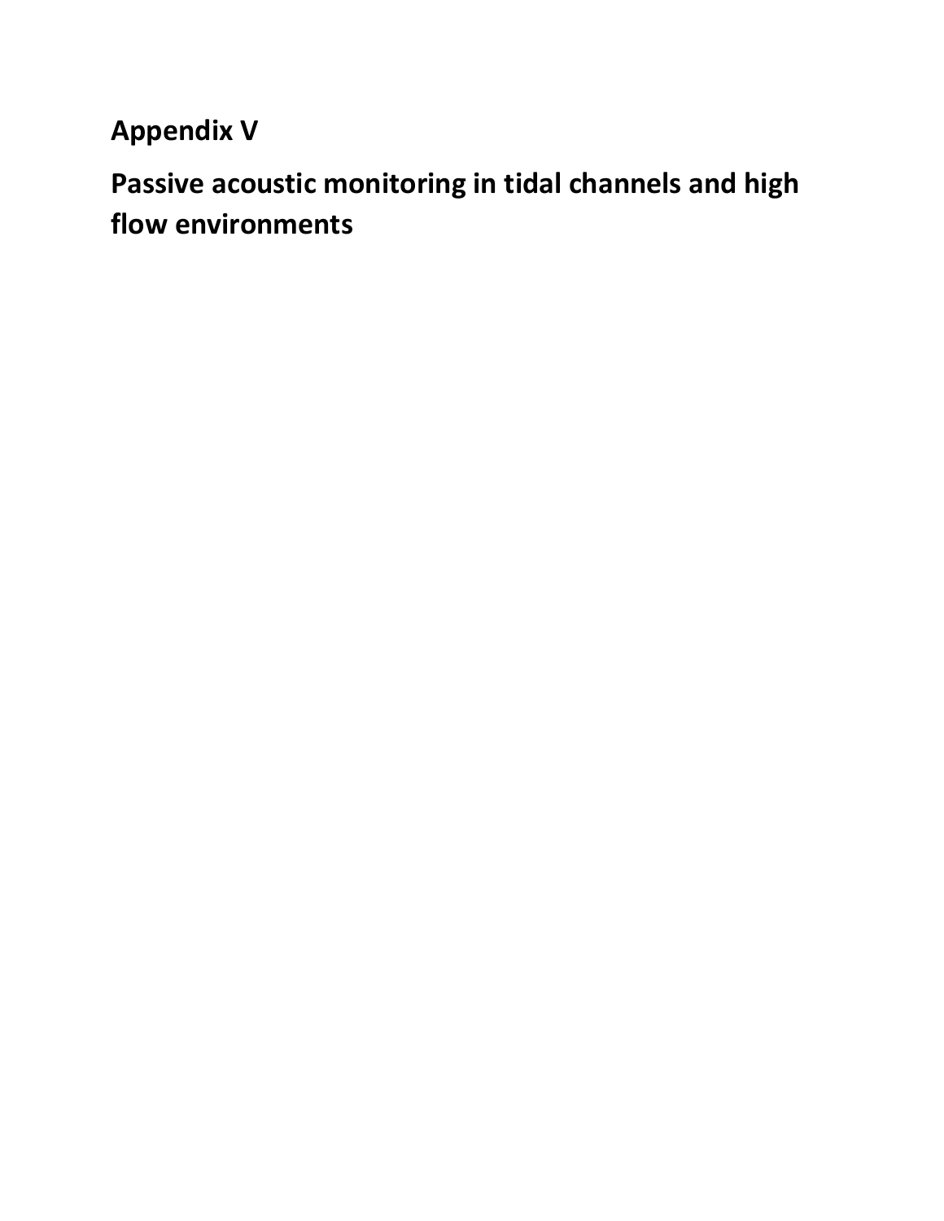# Appendix V

# Passive acoustic monitoring in tidal channels and high flow environments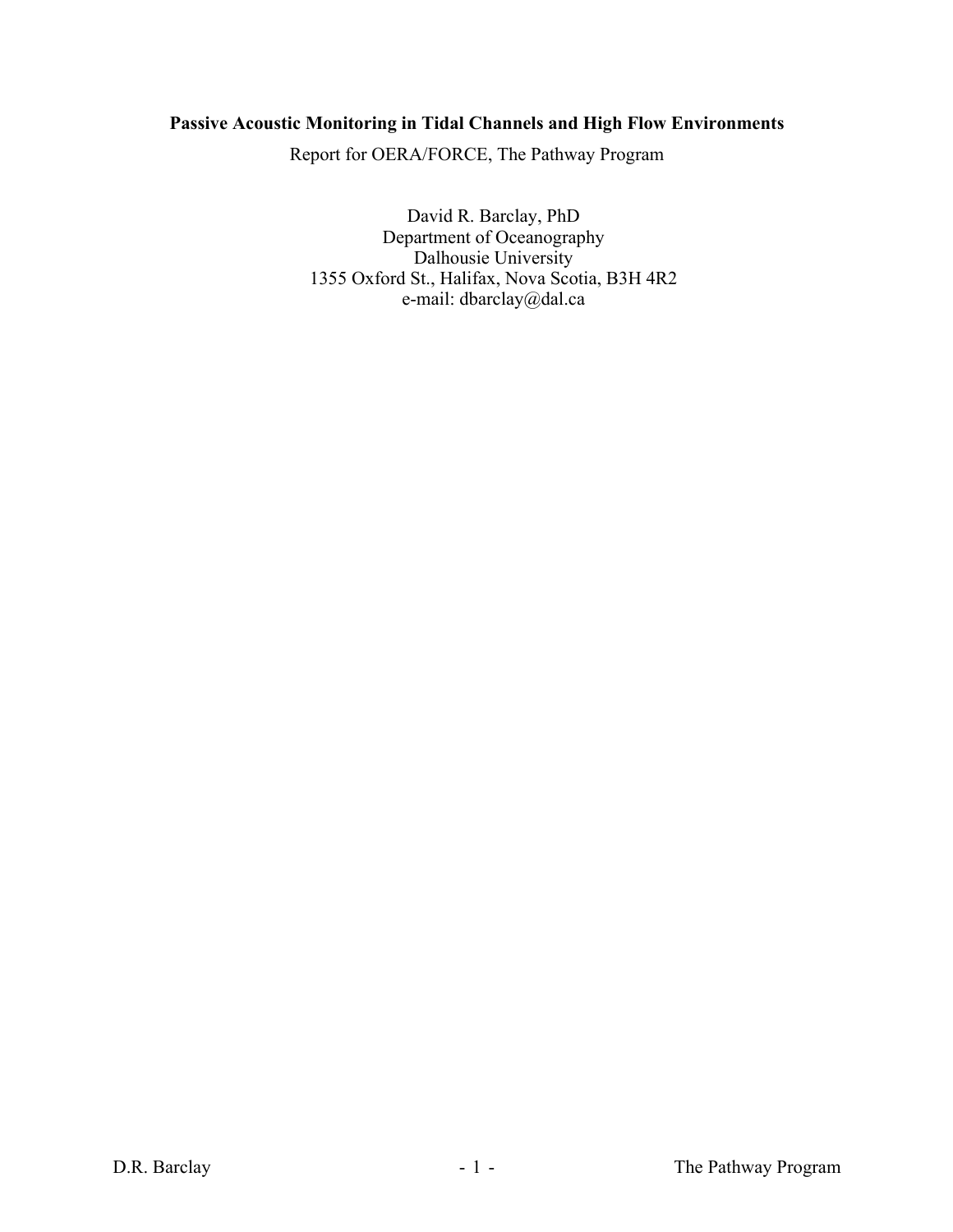**Passive Acoustic Monitoring in Tidal Channels and High Flow Environments**

Report for OERA/FORCE, The Pathway Program

David R. Barclay, PhD
Department of Oceanography
Dalhousie University
1355 Oxford St., Halifax, Nova Scotia, B3H 4R2
e-mail: dbarclay@dal.ca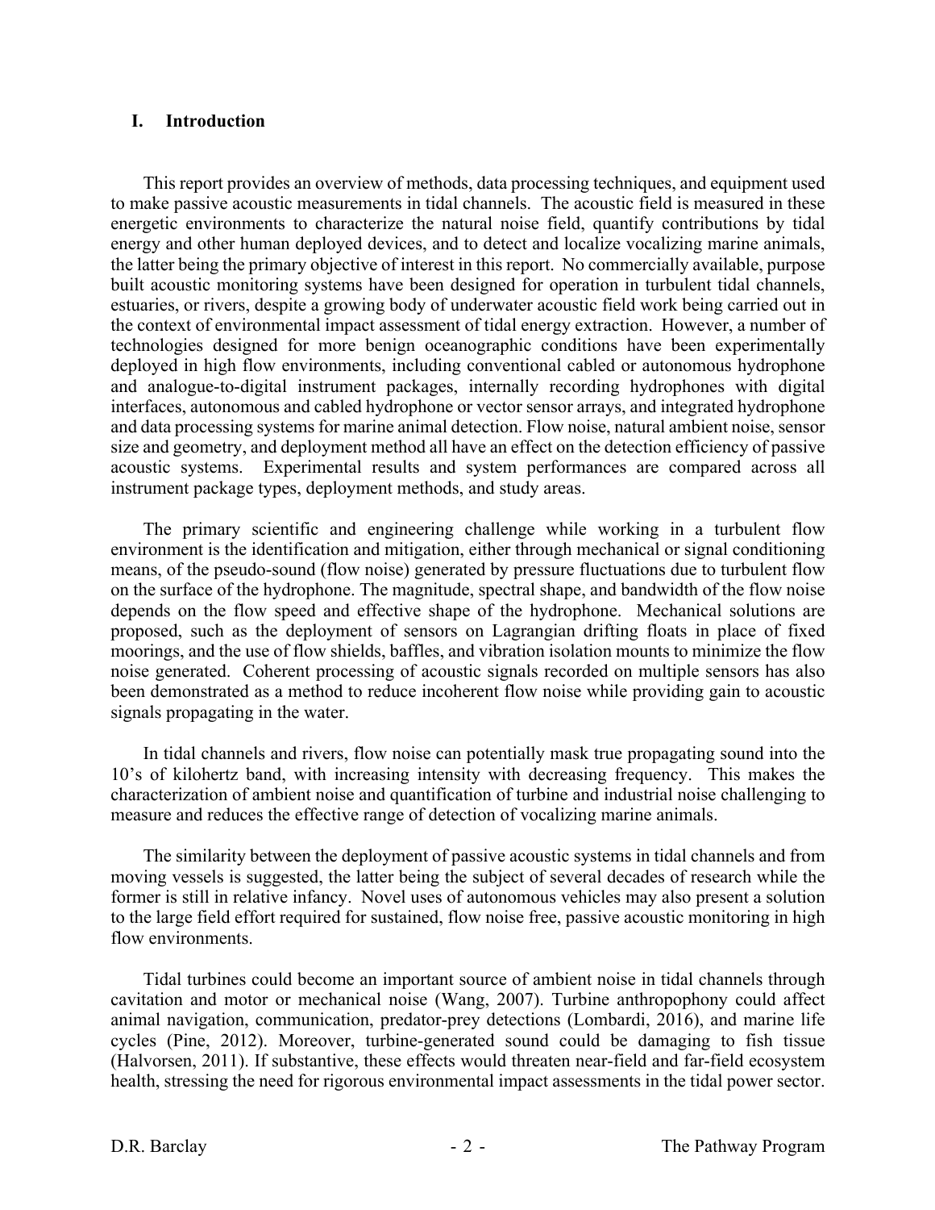## I. Introduction

This report provides an overview of methods, data processing techniques, and equipment used to make passive acoustic measurements in tidal channels. The acoustic field is measured in these energetic environments to characterize the natural noise field, quantify contributions by tidal energy and other human deployed devices, and to detect and localize vocalizing marine animals, the latter being the primary objective of interest in this report. No commercially available, purpose built acoustic monitoring systems have been designed for operation in turbulent tidal channels, estuaries, or rivers, despite a growing body of underwater acoustic field work being carried out in the context of environmental impact assessment of tidal energy extraction. However, a number of technologies designed for more benign oceanographic conditions have been experimentally deployed in high flow environments, including conventional cabled or autonomous hydrophone and analogue-to-digital instrument packages, internally recording hydrophones with digital interfaces, autonomous and cabled hydrophone or vector sensor arrays, and integrated hydrophone and data processing systems for marine animal detection. Flow noise, natural ambient noise, sensor size and geometry, and deployment method all have an effect on the detection efficiency of passive acoustic systems. Experimental results and system performances are compared across all instrument package types, deployment methods, and study areas.

The primary scientific and engineering challenge while working in a turbulent flow environment is the identification and mitigation, either through mechanical or signal conditioning means, of the pseudo-sound (flow noise) generated by pressure fluctuations due to turbulent flow on the surface of the hydrophone. The magnitude, spectral shape, and bandwidth of the flow noise depends on the flow speed and effective shape of the hydrophone. Mechanical solutions are proposed, such as the deployment of sensors on Lagrangian drifting floats in place of fixed moorings, and the use of flow shields, baffles, and vibration isolation mounts to minimize the flow noise generated. Coherent processing of acoustic signals recorded on multiple sensors has also been demonstrated as a method to reduce incoherent flow noise while providing gain to acoustic signals propagating in the water.

In tidal channels and rivers, flow noise can potentially mask true propagating sound into the 10's of kilohertz band, with increasing intensity with decreasing frequency. This makes the characterization of ambient noise and quantification of turbine and industrial noise challenging to measure and reduces the effective range of detection of vocalizing marine animals.

The similarity between the deployment of passive acoustic systems in tidal channels and from moving vessels is suggested, the latter being the subject of several decades of research while the former is still in relative infancy. Novel uses of autonomous vehicles may also present a solution to the large field effort required for sustained, flow noise free, passive acoustic monitoring in high flow environments.

Tidal turbines could become an important source of ambient noise in tidal channels through cavitation and motor or mechanical noise (Wang, 2007). Turbine anthropophony could affect animal navigation, communication, predator-prey detections (Lombardi, 2016), and marine life cycles (Pine, 2012). Moreover, turbine-generated sound could be damaging to fish tissue (Halvorsen, 2011). If substantive, these effects would threaten near-field and far-field ecosystem health, stressing the need for rigorous environmental impact assessments in the tidal power sector.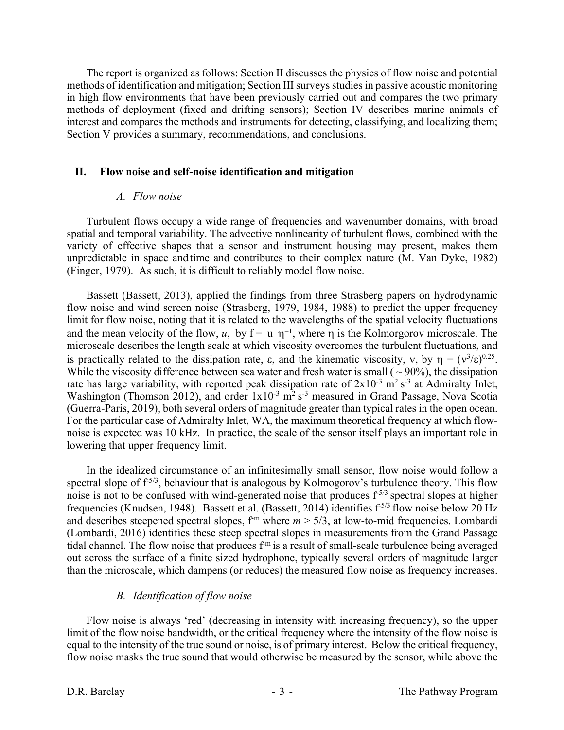The report is organized as follows: Section II discusses the physics of flow noise and potential methods of identification and mitigation; Section III surveys studies in passive acoustic monitoring in high flow environments that have been previously carried out and compares the two primary methods of deployment (fixed and drifting sensors); Section IV describes marine animals of interest and compares the methods and instruments for detecting, classifying, and localizing them; Section V provides a summary, recommendations, and conclusions.

## II. Flow noise and self-noise identification and mitigation

### *A. Flow noise*

Turbulent flows occupy a wide range of frequencies and wavenumber domains, with broad spatial and temporal variability. The advective nonlinearity of turbulent flows, combined with the variety of effective shapes that a sensor and instrument housing may present, makes them unpredictable in space and time and contributes to their complex nature (M. Van Dyke, 1982) (Finger, 1979). As such, it is difficult to reliably model flow noise.

Bassett (Bassett, 2013), applied the findings from three Strasberg papers on hydrodynamic flow noise and wind screen noise (Strasberg, 1979, 1984, 1988) to predict the upper frequency limit for flow noise, noting that it is related to the wavelengths of the spatial velocity fluctuations and the mean velocity of the flow, $u$, by $f = |u|\,\eta^{-1}$, where $\eta$ is the Kolmorgorov microscale. The microscale describes the length scale at which viscosity overcomes the turbulent fluctuations, and is practically related to the dissipation rate, $\varepsilon$, and the kinematic viscosity, $\nu$, by $\eta = (\nu^3/\varepsilon)^{0.25}$. While the viscosity difference between sea water and fresh water is small ( ~ 90%), the dissipation rate has large variability, with reported peak dissipation rate of $2\times10^{-3}$ m$^2$ s$^{-3}$ at Admiralty Inlet, Washington (Thomson 2012), and order $1\times10^{-3}$ m$^2$ s$^{-3}$ measured in Grand Passage, Nova Scotia (Guerra-Paris, 2019), both several orders of magnitude greater than typical rates in the open ocean. For the particular case of Admiralty Inlet, WA, the maximum theoretical frequency at which flow-noise is expected was 10 kHz. In practice, the scale of the sensor itself plays an important role in lowering that upper frequency limit.

In the idealized circumstance of an infinitesimally small sensor, flow noise would follow a spectral slope of $f^{-5/3}$, behaviour that is analogous by Kolmogorov's turbulence theory. This flow noise is not to be confused with wind-generated noise that produces $f^{-5/3}$ spectral slopes at higher frequencies (Knudsen, 1948). Bassett et al. (Bassett, 2014) identifies $f^{-5/3}$ flow noise below 20 Hz and describes steepened spectral slopes, $f^{-m}$ where $m > 5/3$, at low-to-mid frequencies. Lombardi (Lombardi, 2016) identifies these steep spectral slopes in measurements from the Grand Passage tidal channel. The flow noise that produces $f^{-m}$ is a result of small-scale turbulence being averaged out across the surface of a finite sized hydrophone, typically several orders of magnitude larger than the microscale, which dampens (or reduces) the measured flow noise as frequency increases.

### *B. Identification of flow noise*

Flow noise is always 'red' (decreasing in intensity with increasing frequency), so the upper limit of the flow noise bandwidth, or the critical frequency where the intensity of the flow noise is equal to the intensity of the true sound or noise, is of primary interest. Below the critical frequency, flow noise masks the true sound that would otherwise be measured by the sensor, while above the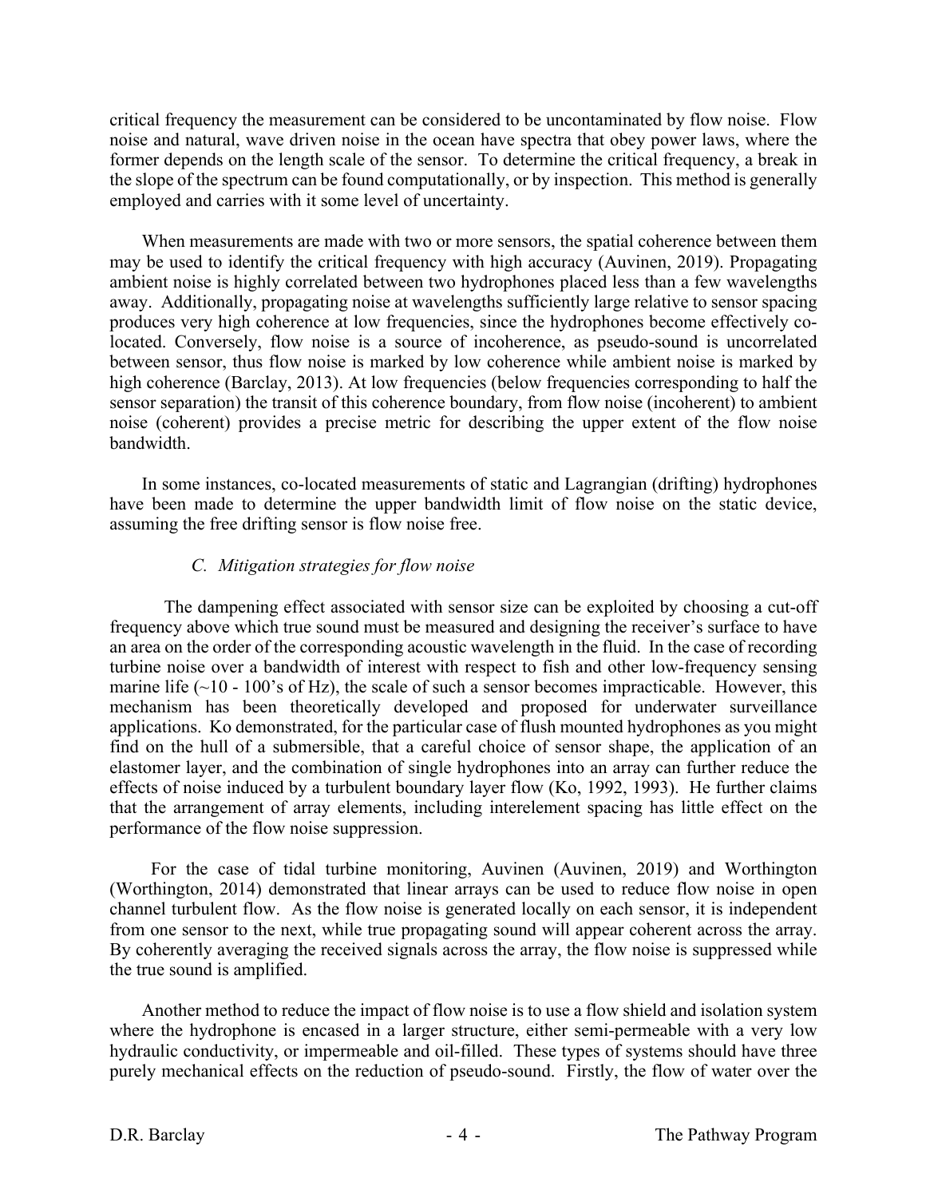critical frequency the measurement can be considered to be uncontaminated by flow noise. Flow noise and natural, wave driven noise in the ocean have spectra that obey power laws, where the former depends on the length scale of the sensor. To determine the critical frequency, a break in the slope of the spectrum can be found computationally, or by inspection. This method is generally employed and carries with it some level of uncertainty.

When measurements are made with two or more sensors, the spatial coherence between them may be used to identify the critical frequency with high accuracy (Auvinen, 2019). Propagating ambient noise is highly correlated between two hydrophones placed less than a few wavelengths away. Additionally, propagating noise at wavelengths sufficiently large relative to sensor spacing produces very high coherence at low frequencies, since the hydrophones become effectively co-located. Conversely, flow noise is a source of incoherence, as pseudo-sound is uncorrelated between sensor, thus flow noise is marked by low coherence while ambient noise is marked by high coherence (Barclay, 2013). At low frequencies (below frequencies corresponding to half the sensor separation) the transit of this coherence boundary, from flow noise (incoherent) to ambient noise (coherent) provides a precise metric for describing the upper extent of the flow noise bandwidth.

In some instances, co-located measurements of static and Lagrangian (drifting) hydrophones have been made to determine the upper bandwidth limit of flow noise on the static device, assuming the free drifting sensor is flow noise free.

### *C. Mitigation strategies for flow noise*

The dampening effect associated with sensor size can be exploited by choosing a cut-off frequency above which true sound must be measured and designing the receiver's surface to have an area on the order of the corresponding acoustic wavelength in the fluid. In the case of recording turbine noise over a bandwidth of interest with respect to fish and other low-frequency sensing marine life (~10 - 100's of Hz), the scale of such a sensor becomes impracticable. However, this mechanism has been theoretically developed and proposed for underwater surveillance applications. Ko demonstrated, for the particular case of flush mounted hydrophones as you might find on the hull of a submersible, that a careful choice of sensor shape, the application of an elastomer layer, and the combination of single hydrophones into an array can further reduce the effects of noise induced by a turbulent boundary layer flow (Ko, 1992, 1993). He further claims that the arrangement of array elements, including interelement spacing has little effect on the performance of the flow noise suppression.

For the case of tidal turbine monitoring, Auvinen (Auvinen, 2019) and Worthington (Worthington, 2014) demonstrated that linear arrays can be used to reduce flow noise in open channel turbulent flow. As the flow noise is generated locally on each sensor, it is independent from one sensor to the next, while true propagating sound will appear coherent across the array. By coherently averaging the received signals across the array, the flow noise is suppressed while the true sound is amplified.

Another method to reduce the impact of flow noise is to use a flow shield and isolation system where the hydrophone is encased in a larger structure, either semi-permeable with a very low hydraulic conductivity, or impermeable and oil-filled. These types of systems should have three purely mechanical effects on the reduction of pseudo-sound. Firstly, the flow of water over the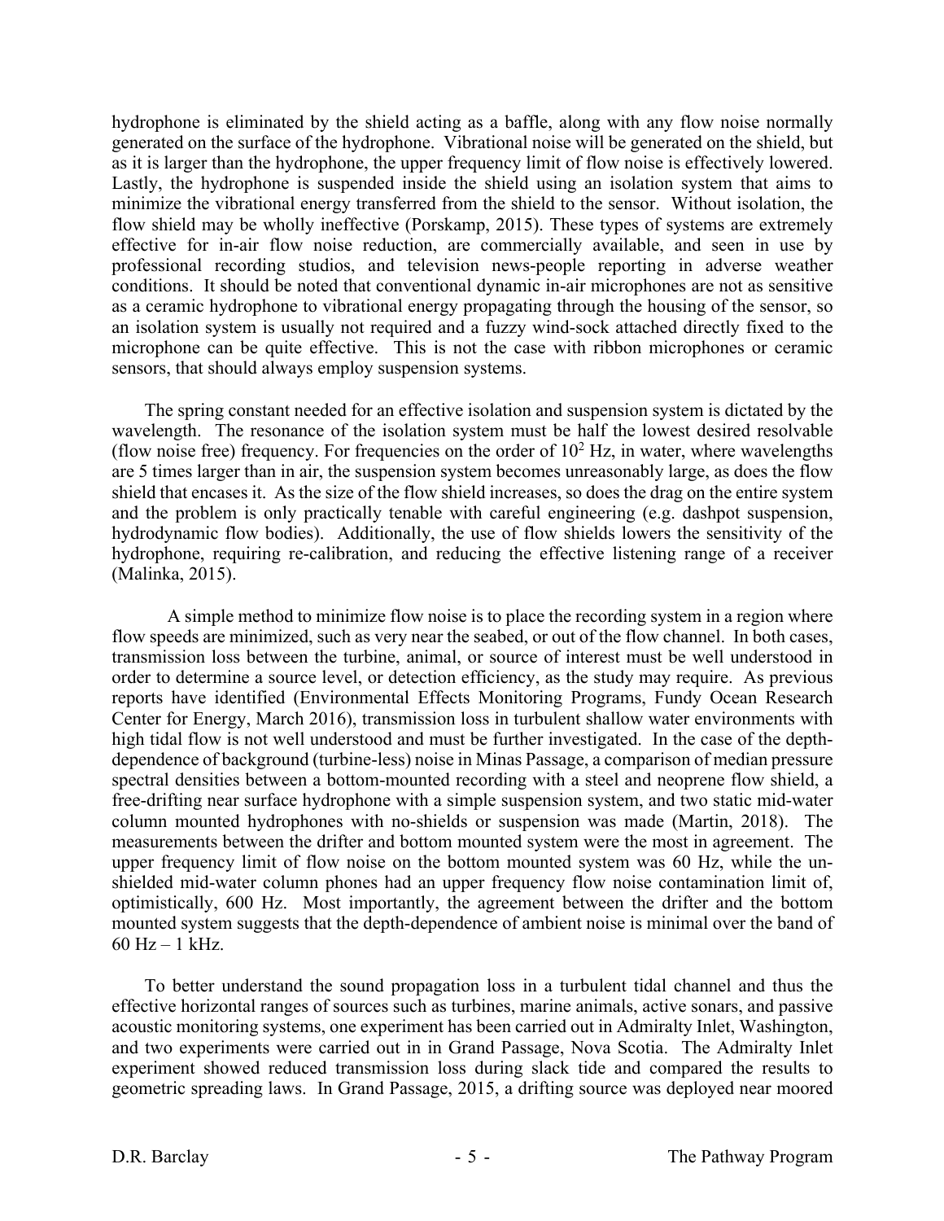hydrophone is eliminated by the shield acting as a baffle, along with any flow noise normally generated on the surface of the hydrophone. Vibrational noise will be generated on the shield, but as it is larger than the hydrophone, the upper frequency limit of flow noise is effectively lowered. Lastly, the hydrophone is suspended inside the shield using an isolation system that aims to minimize the vibrational energy transferred from the shield to the sensor. Without isolation, the flow shield may be wholly ineffective (Porskamp, 2015). These types of systems are extremely effective for in-air flow noise reduction, are commercially available, and seen in use by professional recording studios, and television news-people reporting in adverse weather conditions. It should be noted that conventional dynamic in-air microphones are not as sensitive as a ceramic hydrophone to vibrational energy propagating through the housing of the sensor, so an isolation system is usually not required and a fuzzy wind-sock attached directly fixed to the microphone can be quite effective. This is not the case with ribbon microphones or ceramic sensors, that should always employ suspension systems.

The spring constant needed for an effective isolation and suspension system is dictated by the wavelength. The resonance of the isolation system must be half the lowest desired resolvable (flow noise free) frequency. For frequencies on the order of $10^2$ Hz, in water, where wavelengths are 5 times larger than in air, the suspension system becomes unreasonably large, as does the flow shield that encases it. As the size of the flow shield increases, so does the drag on the entire system and the problem is only practically tenable with careful engineering (e.g. dashpot suspension, hydrodynamic flow bodies). Additionally, the use of flow shields lowers the sensitivity of the hydrophone, requiring re-calibration, and reducing the effective listening range of a receiver (Malinka, 2015).

A simple method to minimize flow noise is to place the recording system in a region where flow speeds are minimized, such as very near the seabed, or out of the flow channel. In both cases, transmission loss between the turbine, animal, or source of interest must be well understood in order to determine a source level, or detection efficiency, as the study may require. As previous reports have identified (Environmental Effects Monitoring Programs, Fundy Ocean Research Center for Energy, March 2016), transmission loss in turbulent shallow water environments with high tidal flow is not well understood and must be further investigated. In the case of the depth-dependence of background (turbine-less) noise in Minas Passage, a comparison of median pressure spectral densities between a bottom-mounted recording with a steel and neoprene flow shield, a free-drifting near surface hydrophone with a simple suspension system, and two static mid-water column mounted hydrophones with no-shields or suspension was made (Martin, 2018). The measurements between the drifter and bottom mounted system were the most in agreement. The upper frequency limit of flow noise on the bottom mounted system was 60 Hz, while the un-shielded mid-water column phones had an upper frequency flow noise contamination limit of, optimistically, 600 Hz. Most importantly, the agreement between the drifter and the bottom mounted system suggests that the depth-dependence of ambient noise is minimal over the band of 60 Hz – 1 kHz.

To better understand the sound propagation loss in a turbulent tidal channel and thus the effective horizontal ranges of sources such as turbines, marine animals, active sonars, and passive acoustic monitoring systems, one experiment has been carried out in Admiralty Inlet, Washington, and two experiments were carried out in in Grand Passage, Nova Scotia. The Admiralty Inlet experiment showed reduced transmission loss during slack tide and compared the results to geometric spreading laws. In Grand Passage, 2015, a drifting source was deployed near moored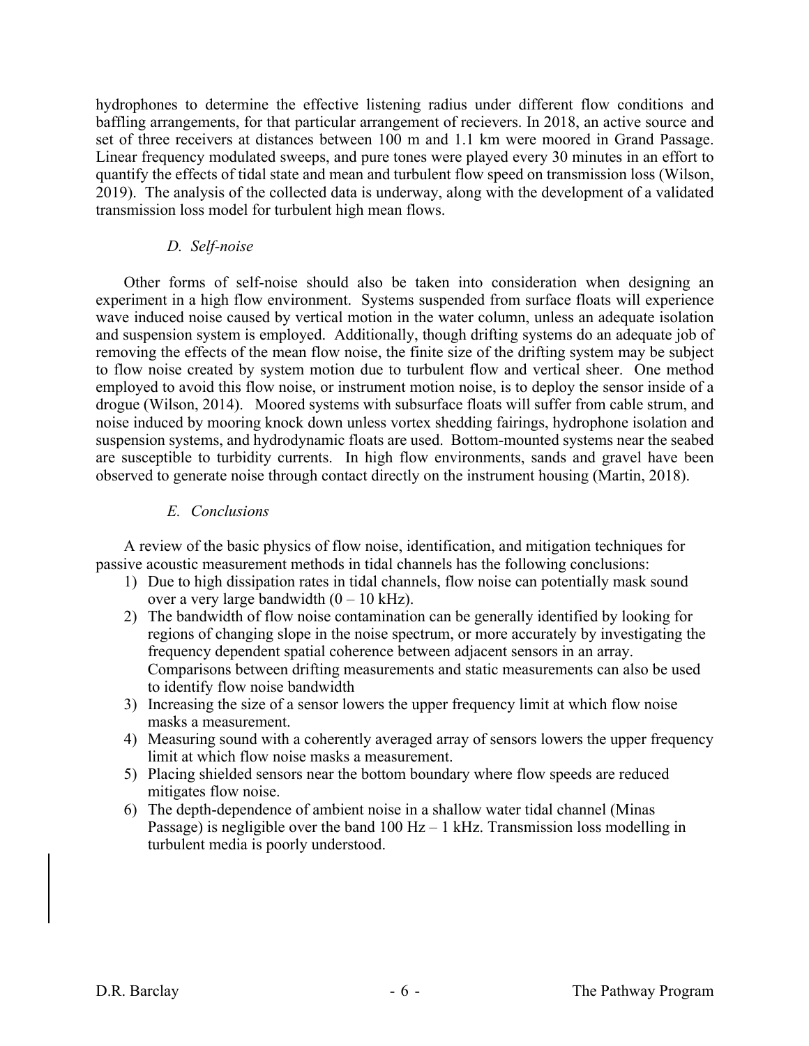hydrophones to determine the effective listening radius under different flow conditions and baffling arrangements, for that particular arrangement of recievers. In 2018, an active source and set of three receivers at distances between 100 m and 1.1 km were moored in Grand Passage. Linear frequency modulated sweeps, and pure tones were played every 30 minutes in an effort to quantify the effects of tidal state and mean and turbulent flow speed on transmission loss (Wilson, 2019). The analysis of the collected data is underway, along with the development of a validated transmission loss model for turbulent high mean flows.

### *D. Self-noise*

Other forms of self-noise should also be taken into consideration when designing an experiment in a high flow environment. Systems suspended from surface floats will experience wave induced noise caused by vertical motion in the water column, unless an adequate isolation and suspension system is employed. Additionally, though drifting systems do an adequate job of removing the effects of the mean flow noise, the finite size of the drifting system may be subject to flow noise created by system motion due to turbulent flow and vertical sheer. One method employed to avoid this flow noise, or instrument motion noise, is to deploy the sensor inside of a drogue (Wilson, 2014). Moored systems with subsurface floats will suffer from cable strum, and noise induced by mooring knock down unless vortex shedding fairings, hydrophone isolation and suspension systems, and hydrodynamic floats are used. Bottom-mounted systems near the seabed are susceptible to turbidity currents. In high flow environments, sands and gravel have been observed to generate noise through contact directly on the instrument housing (Martin, 2018).

### *E. Conclusions*

A review of the basic physics of flow noise, identification, and mitigation techniques for passive acoustic measurement methods in tidal channels has the following conclusions:

1) Due to high dissipation rates in tidal channels, flow noise can potentially mask sound over a very large bandwidth (0 – 10 kHz).
2) The bandwidth of flow noise contamination can be generally identified by looking for regions of changing slope in the noise spectrum, or more accurately by investigating the frequency dependent spatial coherence between adjacent sensors in an array. Comparisons between drifting measurements and static measurements can also be used to identify flow noise bandwidth
3) Increasing the size of a sensor lowers the upper frequency limit at which flow noise masks a measurement.
4) Measuring sound with a coherently averaged array of sensors lowers the upper frequency limit at which flow noise masks a measurement.
5) Placing shielded sensors near the bottom boundary where flow speeds are reduced mitigates flow noise.
6) The depth-dependence of ambient noise in a shallow water tidal channel (Minas Passage) is negligible over the band 100 Hz – 1 kHz. Transmission loss modelling in turbulent media is poorly understood.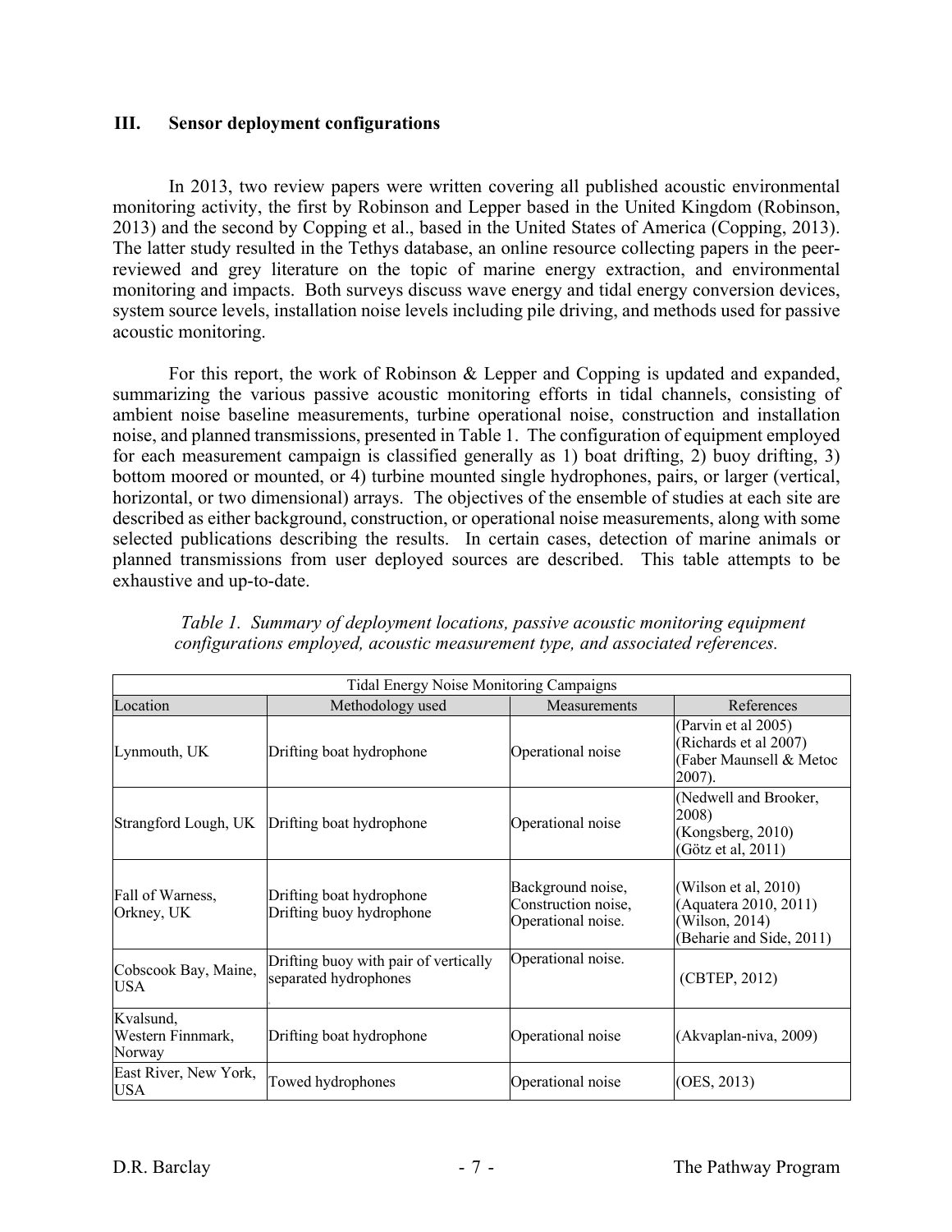### III. Sensor deployment configurations

In 2013, two review papers were written covering all published acoustic environmental monitoring activity, the first by Robinson and Lepper based in the United Kingdom (Robinson, 2013) and the second by Copping et al., based in the United States of America (Copping, 2013). The latter study resulted in the Tethys database, an online resource collecting papers in the peer-reviewed and grey literature on the topic of marine energy extraction, and environmental monitoring and impacts. Both surveys discuss wave energy and tidal energy conversion devices, system source levels, installation noise levels including pile driving, and methods used for passive acoustic monitoring.

For this report, the work of Robinson & Lepper and Copping is updated and expanded, summarizing the various passive acoustic monitoring efforts in tidal channels, consisting of ambient noise baseline measurements, turbine operational noise, construction and installation noise, and planned transmissions, presented in Table 1. The configuration of equipment employed for each measurement campaign is classified generally as 1) boat drifting, 2) buoy drifting, 3) bottom moored or mounted, or 4) turbine mounted single hydrophones, pairs, or larger (vertical, horizontal, or two dimensional) arrays. The objectives of the ensemble of studies at each site are described as either background, construction, or operational noise measurements, along with some selected publications describing the results. In certain cases, detection of marine animals or planned transmissions from user deployed sources are described. This table attempts to be exhaustive and up-to-date.

*Table 1. Summary of deployment locations, passive acoustic monitoring equipment configurations employed, acoustic measurement type, and associated references.*

| Tidal Energy Noise Monitoring Campaigns | | | |
|---|---|---|---|
| Location | Methodology used | Measurements | References |
| Lynmouth, UK | Drifting boat hydrophone | Operational noise | (Parvin et al 2005)<br>(Richards et al 2007)<br>(Faber Maunsell & Metoc 2007). |
| Strangford Lough, UK | Drifting boat hydrophone | Operational noise | (Nedwell and Brooker, 2008)<br>(Kongsberg, 2010)<br>(Götz et al, 2011) |
| Fall of Warness, Orkney, UK | Drifting boat hydrophone<br>Drifting buoy hydrophone | Background noise,<br>Construction noise,<br>Operational noise. | (Wilson et al, 2010)<br>(Aquatera 2010, 2011)<br>(Wilson, 2014)<br>(Beharie and Side, 2011) |
| Cobscook Bay, Maine, USA | Drifting buoy with pair of vertically separated hydrophones | Operational noise. | (CBTEP, 2012) |
| Kvalsund, Western Finnmark, Norway | Drifting boat hydrophone | Operational noise | (Akvaplan-niva, 2009) |
| East River, New York, USA | Towed hydrophones | Operational noise | (OES, 2013) |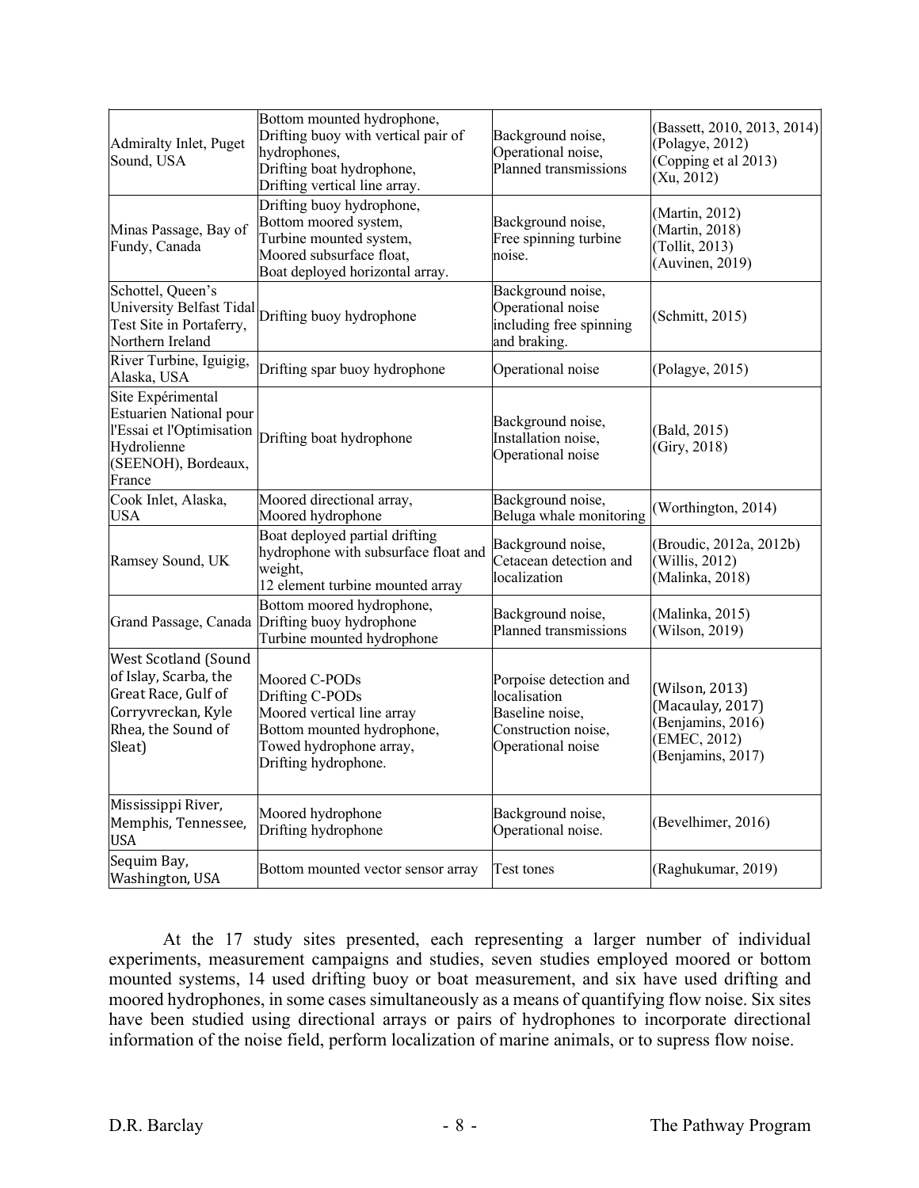| | | | |
|---|---|---|---|
| Admiralty Inlet, Puget Sound, USA | Bottom mounted hydrophone, Drifting buoy with vertical pair of hydrophones, Drifting boat hydrophone, Drifting vertical line array. | Background noise, Operational noise, Planned transmissions | (Bassett, 2010, 2013, 2014) (Polagye, 2012) (Copping et al 2013) (Xu, 2012) |
| Minas Passage, Bay of Fundy, Canada | Drifting buoy hydrophone, Bottom moored system, Turbine mounted system, Moored subsurface float, Boat deployed horizontal array. | Background noise, Free spinning turbine noise. | (Martin, 2012) (Martin, 2018) (Tollit, 2013) (Auvinen, 2019) |
| Schottel, Queen's University Belfast Tidal Test Site in Portaferry, Northern Ireland | Drifting buoy hydrophone | Background noise, Operational noise including free spinning and braking. | (Schmitt, 2015) |
| River Turbine, Iguigig, Alaska, USA | Drifting spar buoy hydrophone | Operational noise | (Polagye, 2015) |
| Site Expérimental Estuarien National pour l'Essai et l'Optimisation Hydrolienne (SEENOH), Bordeaux, France | Drifting boat hydrophone | Background noise, Installation noise, Operational noise | (Bald, 2015) (Giry, 2018) |
| Cook Inlet, Alaska, USA | Moored directional array, Moored hydrophone | Background noise, Beluga whale monitoring | (Worthington, 2014) |
| Ramsey Sound, UK | Boat deployed partial drifting hydrophone with subsurface float and weight, 12 element turbine mounted array | Background noise, Cetacean detection and localization | (Broudic, 2012a, 2012b) (Willis, 2012) (Malinka, 2018) |
| Grand Passage, Canada | Bottom moored hydrophone, Drifting buoy hydrophone Turbine mounted hydrophone | Background noise, Planned transmissions | (Malinka, 2015) (Wilson, 2019) |
| West Scotland (Sound of Islay, Scarba, the Great Race, Gulf of Corryvreckan, Kyle Rhea, the Sound of Sleat) | Moored C-PODs Drifting C-PODs Moored vertical line array Bottom mounted hydrophone, Towed hydrophone array, Drifting hydrophone. | Porpoise detection and localisation Baseline noise, Construction noise, Operational noise | (Wilson, 2013) (Macaulay, 2017) (Benjamins, 2016) (EMEC, 2012) (Benjamins, 2017) |
| Mississippi River, Memphis, Tennessee, USA | Moored hydrophone Drifting hydrophone | Background noise, Operational noise. | (Bevelhimer, 2016) |
| Sequim Bay, Washington, USA | Bottom mounted vector sensor array | Test tones | (Raghukumar, 2019) |

At the 17 study sites presented, each representing a larger number of individual experiments, measurement campaigns and studies, seven studies employed moored or bottom mounted systems, 14 used drifting buoy or boat measurement, and six have used drifting and moored hydrophones, in some cases simultaneously as a means of quantifying flow noise. Six sites have been studied using directional arrays or pairs of hydrophones to incorporate directional information of the noise field, perform localization of marine animals, or to supress flow noise.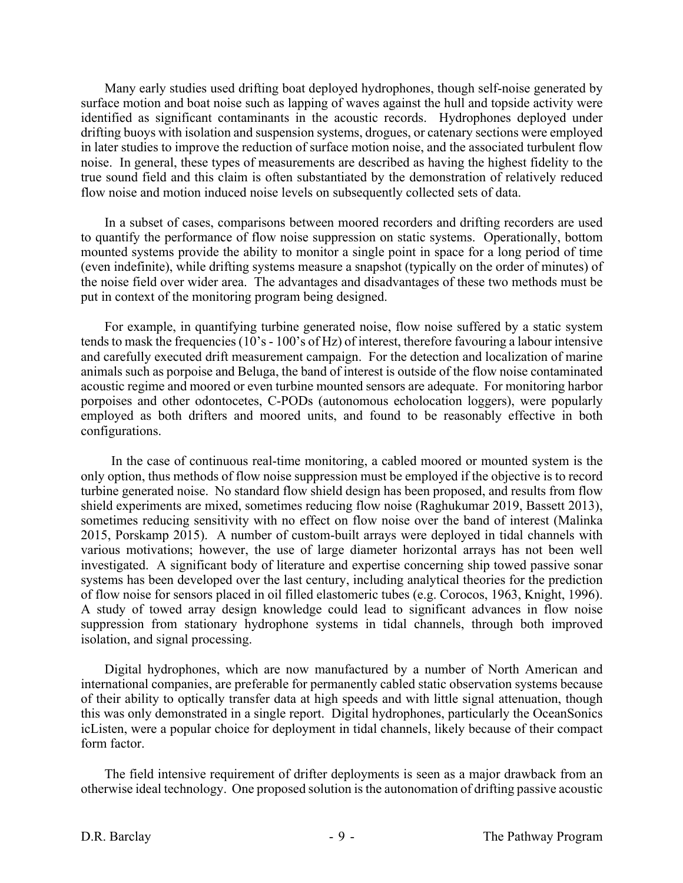Many early studies used drifting boat deployed hydrophones, though self-noise generated by surface motion and boat noise such as lapping of waves against the hull and topside activity were identified as significant contaminants in the acoustic records. Hydrophones deployed under drifting buoys with isolation and suspension systems, drogues, or catenary sections were employed in later studies to improve the reduction of surface motion noise, and the associated turbulent flow noise. In general, these types of measurements are described as having the highest fidelity to the true sound field and this claim is often substantiated by the demonstration of relatively reduced flow noise and motion induced noise levels on subsequently collected sets of data.

In a subset of cases, comparisons between moored recorders and drifting recorders are used to quantify the performance of flow noise suppression on static systems. Operationally, bottom mounted systems provide the ability to monitor a single point in space for a long period of time (even indefinite), while drifting systems measure a snapshot (typically on the order of minutes) of the noise field over wider area. The advantages and disadvantages of these two methods must be put in context of the monitoring program being designed.

For example, in quantifying turbine generated noise, flow noise suffered by a static system tends to mask the frequencies (10's - 100's of Hz) of interest, therefore favouring a labour intensive and carefully executed drift measurement campaign. For the detection and localization of marine animals such as porpoise and Beluga, the band of interest is outside of the flow noise contaminated acoustic regime and moored or even turbine mounted sensors are adequate. For monitoring harbor porpoises and other odontocetes, C-PODs (autonomous echolocation loggers), were popularly employed as both drifters and moored units, and found to be reasonably effective in both configurations.

In the case of continuous real-time monitoring, a cabled moored or mounted system is the only option, thus methods of flow noise suppression must be employed if the objective is to record turbine generated noise. No standard flow shield design has been proposed, and results from flow shield experiments are mixed, sometimes reducing flow noise (Raghukumar 2019, Bassett 2013), sometimes reducing sensitivity with no effect on flow noise over the band of interest (Malinka 2015, Porskamp 2015). A number of custom-built arrays were deployed in tidal channels with various motivations; however, the use of large diameter horizontal arrays has not been well investigated. A significant body of literature and expertise concerning ship towed passive sonar systems has been developed over the last century, including analytical theories for the prediction of flow noise for sensors placed in oil filled elastomeric tubes (e.g. Corocos, 1963, Knight, 1996). A study of towed array design knowledge could lead to significant advances in flow noise suppression from stationary hydrophone systems in tidal channels, through both improved isolation, and signal processing.

Digital hydrophones, which are now manufactured by a number of North American and international companies, are preferable for permanently cabled static observation systems because of their ability to optically transfer data at high speeds and with little signal attenuation, though this was only demonstrated in a single report. Digital hydrophones, particularly the OceanSonics icListen, were a popular choice for deployment in tidal channels, likely because of their compact form factor.

The field intensive requirement of drifter deployments is seen as a major drawback from an otherwise ideal technology. One proposed solution is the autonomation of drifting passive acoustic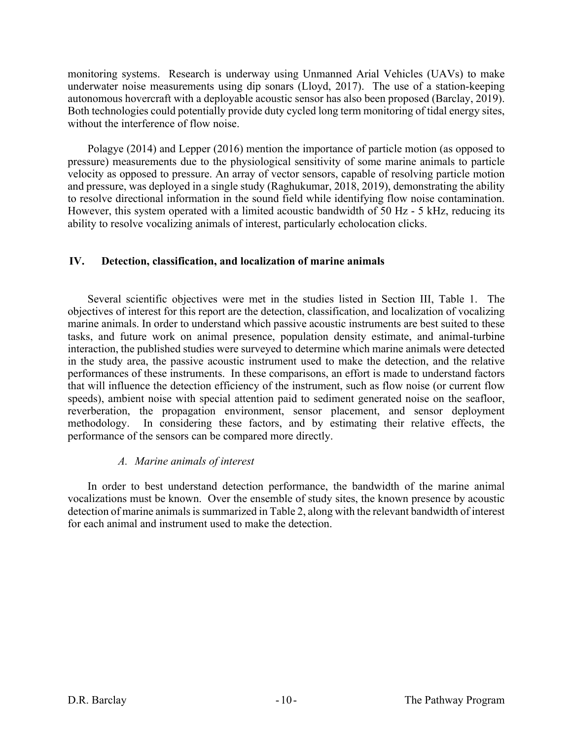monitoring systems. Research is underway using Unmanned Arial Vehicles (UAVs) to make underwater noise measurements using dip sonars (Lloyd, 2017). The use of a station-keeping autonomous hovercraft with a deployable acoustic sensor has also been proposed (Barclay, 2019). Both technologies could potentially provide duty cycled long term monitoring of tidal energy sites, without the interference of flow noise.

Polagye (2014) and Lepper (2016) mention the importance of particle motion (as opposed to pressure) measurements due to the physiological sensitivity of some marine animals to particle velocity as opposed to pressure. An array of vector sensors, capable of resolving particle motion and pressure, was deployed in a single study (Raghukumar, 2018, 2019), demonstrating the ability to resolve directional information in the sound field while identifying flow noise contamination. However, this system operated with a limited acoustic bandwidth of 50 Hz - 5 kHz, reducing its ability to resolve vocalizing animals of interest, particularly echolocation clicks.

## IV. Detection, classification, and localization of marine animals

Several scientific objectives were met in the studies listed in Section III, Table 1. The objectives of interest for this report are the detection, classification, and localization of vocalizing marine animals. In order to understand which passive acoustic instruments are best suited to these tasks, and future work on animal presence, population density estimate, and animal-turbine interaction, the published studies were surveyed to determine which marine animals were detected in the study area, the passive acoustic instrument used to make the detection, and the relative performances of these instruments. In these comparisons, an effort is made to understand factors that will influence the detection efficiency of the instrument, such as flow noise (or current flow speeds), ambient noise with special attention paid to sediment generated noise on the seafloor, reverberation, the propagation environment, sensor placement, and sensor deployment methodology. In considering these factors, and by estimating their relative effects, the performance of the sensors can be compared more directly.

### *A. Marine animals of interest*

In order to best understand detection performance, the bandwidth of the marine animal vocalizations must be known. Over the ensemble of study sites, the known presence by acoustic detection of marine animals is summarized in Table 2, along with the relevant bandwidth of interest for each animal and instrument used to make the detection.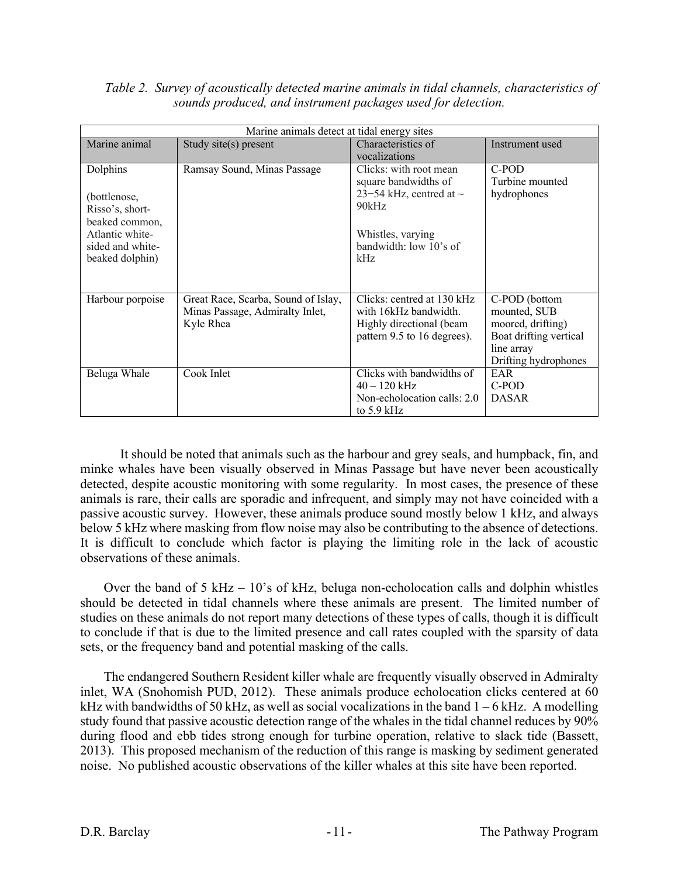*Table 2. Survey of acoustically detected marine animals in tidal channels, characteristics of sounds produced, and instrument packages used for detection.*

| Marine animals detect at tidal energy sites | | | |
|---|---|---|---|
| Marine animal | Study site(s) present | Characteristics of vocalizations | Instrument used |
| Dolphins<br><br>(bottlenose, Risso's, short-beaked common, Atlantic white-sided and white-beaked dolphin) | Ramsay Sound, Minas Passage | Clicks: with root mean square bandwidths of 23−54 kHz, centred at ~ 90kHz<br><br>Whistles, varying bandwidth: low 10's of kHz | C-POD<br>Turbine mounted hydrophones |
| Harbour porpoise | Great Race, Scarba, Sound of Islay, Minas Passage, Admiralty Inlet, Kyle Rhea | Clicks: centred at 130 kHz with 16kHz bandwidth. Highly directional (beam pattern 9.5 to 16 degrees). | C-POD (bottom mounted, SUB moored, drifting)<br>Boat drifting vertical line array<br>Drifting hydrophones |
| Beluga Whale | Cook Inlet | Clicks with bandwidths of 40 – 120 kHz<br>Non-echolocation calls: 2.0 to 5.9 kHz | EAR<br>C-POD<br>DASAR |

It should be noted that animals such as the harbour and grey seals, and humpback, fin, and minke whales have been visually observed in Minas Passage but have never been acoustically detected, despite acoustic monitoring with some regularity. In most cases, the presence of these animals is rare, their calls are sporadic and infrequent, and simply may not have coincided with a passive acoustic survey. However, these animals produce sound mostly below 1 kHz, and always below 5 kHz where masking from flow noise may also be contributing to the absence of detections. It is difficult to conclude which factor is playing the limiting role in the lack of acoustic observations of these animals.

Over the band of 5 kHz – 10's of kHz, beluga non-echolocation calls and dolphin whistles should be detected in tidal channels where these animals are present. The limited number of studies on these animals do not report many detections of these types of calls, though it is difficult to conclude if that is due to the limited presence and call rates coupled with the sparsity of data sets, or the frequency band and potential masking of the calls.

The endangered Southern Resident killer whale are frequently visually observed in Admiralty inlet, WA (Snohomish PUD, 2012). These animals produce echolocation clicks centered at 60 kHz with bandwidths of 50 kHz, as well as social vocalizations in the band 1 – 6 kHz. A modelling study found that passive acoustic detection range of the whales in the tidal channel reduces by 90% during flood and ebb tides strong enough for turbine operation, relative to slack tide (Bassett, 2013). This proposed mechanism of the reduction of this range is masking by sediment generated noise. No published acoustic observations of the killer whales at this site have been reported.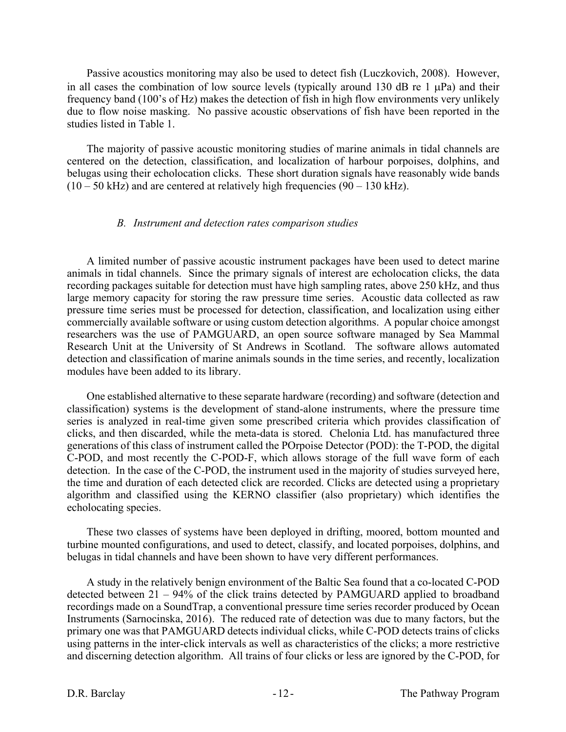Passive acoustics monitoring may also be used to detect fish (Luczkovich, 2008). However, in all cases the combination of low source levels (typically around 130 dB re 1 μPa) and their frequency band (100's of Hz) makes the detection of fish in high flow environments very unlikely due to flow noise masking. No passive acoustic observations of fish have been reported in the studies listed in Table 1.

The majority of passive acoustic monitoring studies of marine animals in tidal channels are centered on the detection, classification, and localization of harbour porpoises, dolphins, and belugas using their echolocation clicks. These short duration signals have reasonably wide bands (10 – 50 kHz) and are centered at relatively high frequencies (90 – 130 kHz).

### *B. Instrument and detection rates comparison studies*

A limited number of passive acoustic instrument packages have been used to detect marine animals in tidal channels. Since the primary signals of interest are echolocation clicks, the data recording packages suitable for detection must have high sampling rates, above 250 kHz, and thus large memory capacity for storing the raw pressure time series. Acoustic data collected as raw pressure time series must be processed for detection, classification, and localization using either commercially available software or using custom detection algorithms. A popular choice amongst researchers was the use of PAMGUARD, an open source software managed by Sea Mammal Research Unit at the University of St Andrews in Scotland. The software allows automated detection and classification of marine animals sounds in the time series, and recently, localization modules have been added to its library.

One established alternative to these separate hardware (recording) and software (detection and classification) systems is the development of stand-alone instruments, where the pressure time series is analyzed in real-time given some prescribed criteria which provides classification of clicks, and then discarded, while the meta-data is stored. Chelonia Ltd. has manufactured three generations of this class of instrument called the POrpoise Detector (POD): the T-POD, the digital C-POD, and most recently the C-POD-F, which allows storage of the full wave form of each detection. In the case of the C-POD, the instrument used in the majority of studies surveyed here, the time and duration of each detected click are recorded. Clicks are detected using a proprietary algorithm and classified using the KERNO classifier (also proprietary) which identifies the echolocating species.

These two classes of systems have been deployed in drifting, moored, bottom mounted and turbine mounted configurations, and used to detect, classify, and located porpoises, dolphins, and belugas in tidal channels and have been shown to have very different performances.

A study in the relatively benign environment of the Baltic Sea found that a co-located C-POD detected between 21 – 94% of the click trains detected by PAMGUARD applied to broadband recordings made on a SoundTrap, a conventional pressure time series recorder produced by Ocean Instruments (Sarnocinska, 2016). The reduced rate of detection was due to many factors, but the primary one was that PAMGUARD detects individual clicks, while C-POD detects trains of clicks using patterns in the inter-click intervals as well as characteristics of the clicks; a more restrictive and discerning detection algorithm. All trains of four clicks or less are ignored by the C-POD, for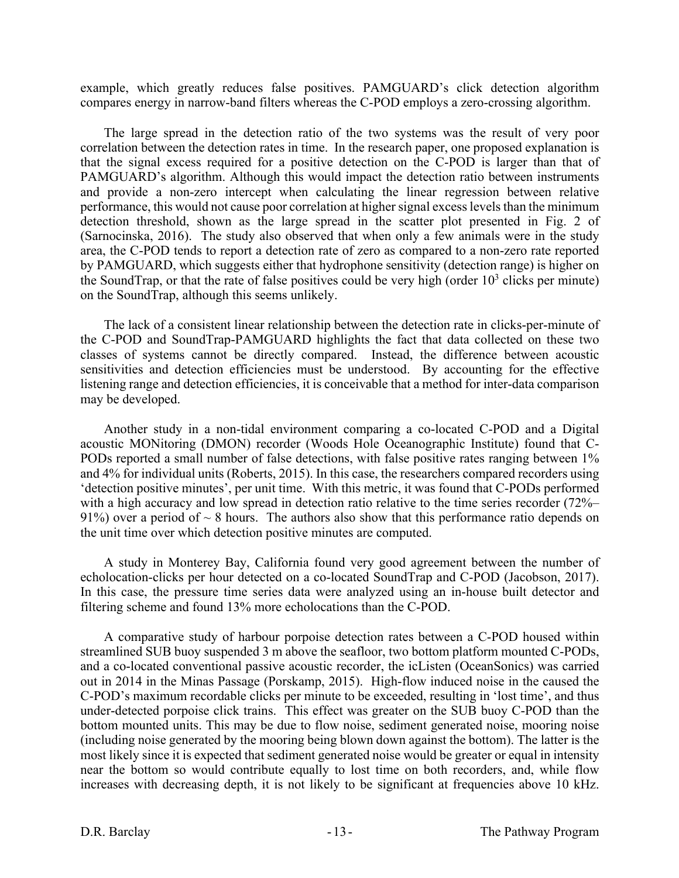example, which greatly reduces false positives. PAMGUARD's click detection algorithm compares energy in narrow-band filters whereas the C-POD employs a zero-crossing algorithm.

The large spread in the detection ratio of the two systems was the result of very poor correlation between the detection rates in time. In the research paper, one proposed explanation is that the signal excess required for a positive detection on the C-POD is larger than that of PAMGUARD's algorithm. Although this would impact the detection ratio between instruments and provide a non-zero intercept when calculating the linear regression between relative performance, this would not cause poor correlation at higher signal excess levels than the minimum detection threshold, shown as the large spread in the scatter plot presented in Fig. 2 of (Sarnocinska, 2016). The study also observed that when only a few animals were in the study area, the C-POD tends to report a detection rate of zero as compared to a non-zero rate reported by PAMGUARD, which suggests either that hydrophone sensitivity (detection range) is higher on the SoundTrap, or that the rate of false positives could be very high (order $10^3$ clicks per minute) on the SoundTrap, although this seems unlikely.

The lack of a consistent linear relationship between the detection rate in clicks-per-minute of the C-POD and SoundTrap-PAMGUARD highlights the fact that data collected on these two classes of systems cannot be directly compared. Instead, the difference between acoustic sensitivities and detection efficiencies must be understood. By accounting for the effective listening range and detection efficiencies, it is conceivable that a method for inter-data comparison may be developed.

Another study in a non-tidal environment comparing a co-located C-POD and a Digital acoustic MONitoring (DMON) recorder (Woods Hole Oceanographic Institute) found that C-PODs reported a small number of false detections, with false positive rates ranging between 1% and 4% for individual units (Roberts, 2015). In this case, the researchers compared recorders using 'detection positive minutes', per unit time. With this metric, it was found that C-PODs performed with a high accuracy and low spread in detection ratio relative to the time series recorder (72%–91%) over a period of ~ 8 hours. The authors also show that this performance ratio depends on the unit time over which detection positive minutes are computed.

A study in Monterey Bay, California found very good agreement between the number of echolocation-clicks per hour detected on a co-located SoundTrap and C-POD (Jacobson, 2017). In this case, the pressure time series data were analyzed using an in-house built detector and filtering scheme and found 13% more echolocations than the C-POD.

A comparative study of harbour porpoise detection rates between a C-POD housed within streamlined SUB buoy suspended 3 m above the seafloor, two bottom platform mounted C-PODs, and a co-located conventional passive acoustic recorder, the icListen (OceanSonics) was carried out in 2014 in the Minas Passage (Porskamp, 2015). High-flow induced noise in the caused the C-POD's maximum recordable clicks per minute to be exceeded, resulting in 'lost time', and thus under-detected porpoise click trains. This effect was greater on the SUB buoy C-POD than the bottom mounted units. This may be due to flow noise, sediment generated noise, mooring noise (including noise generated by the mooring being blown down against the bottom). The latter is the most likely since it is expected that sediment generated noise would be greater or equal in intensity near the bottom so would contribute equally to lost time on both recorders, and, while flow increases with decreasing depth, it is not likely to be significant at frequencies above 10 kHz.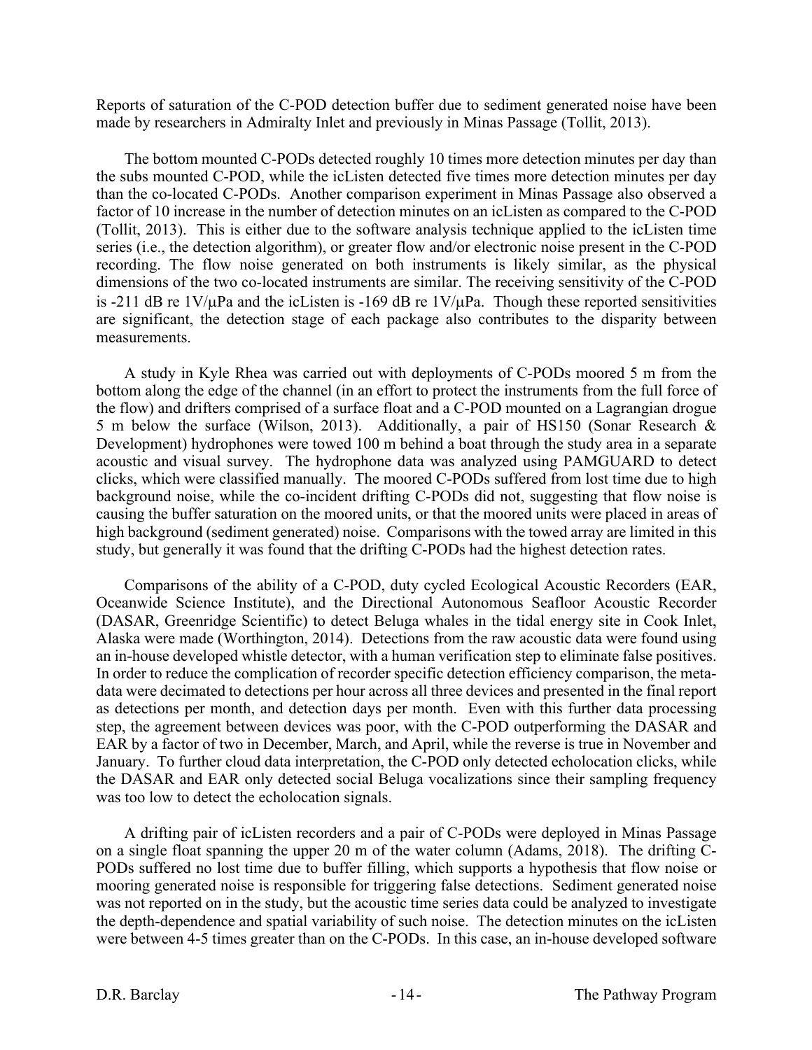Reports of saturation of the C-POD detection buffer due to sediment generated noise have been made by researchers in Admiralty Inlet and previously in Minas Passage (Tollit, 2013).

The bottom mounted C-PODs detected roughly 10 times more detection minutes per day than the subs mounted C-POD, while the icListen detected five times more detection minutes per day than the co-located C-PODs. Another comparison experiment in Minas Passage also observed a factor of 10 increase in the number of detection minutes on an icListen as compared to the C-POD (Tollit, 2013). This is either due to the software analysis technique applied to the icListen time series (i.e., the detection algorithm), or greater flow and/or electronic noise present in the C-POD recording. The flow noise generated on both instruments is likely similar, as the physical dimensions of the two co-located instruments are similar. The receiving sensitivity of the C-POD is -211 dB re 1V/μPa and the icListen is -169 dB re 1V/μPa. Though these reported sensitivities are significant, the detection stage of each package also contributes to the disparity between measurements.

A study in Kyle Rhea was carried out with deployments of C-PODs moored 5 m from the bottom along the edge of the channel (in an effort to protect the instruments from the full force of the flow) and drifters comprised of a surface float and a C-POD mounted on a Lagrangian drogue 5 m below the surface (Wilson, 2013). Additionally, a pair of HS150 (Sonar Research & Development) hydrophones were towed 100 m behind a boat through the study area in a separate acoustic and visual survey. The hydrophone data was analyzed using PAMGUARD to detect clicks, which were classified manually. The moored C-PODs suffered from lost time due to high background noise, while the co-incident drifting C-PODs did not, suggesting that flow noise is causing the buffer saturation on the moored units, or that the moored units were placed in areas of high background (sediment generated) noise. Comparisons with the towed array are limited in this study, but generally it was found that the drifting C-PODs had the highest detection rates.

Comparisons of the ability of a C-POD, duty cycled Ecological Acoustic Recorders (EAR, Oceanwide Science Institute), and the Directional Autonomous Seafloor Acoustic Recorder (DASAR, Greenridge Scientific) to detect Beluga whales in the tidal energy site in Cook Inlet, Alaska were made (Worthington, 2014). Detections from the raw acoustic data were found using an in-house developed whistle detector, with a human verification step to eliminate false positives. In order to reduce the complication of recorder specific detection efficiency comparison, the meta-data were decimated to detections per hour across all three devices and presented in the final report as detections per month, and detection days per month. Even with this further data processing step, the agreement between devices was poor, with the C-POD outperforming the DASAR and EAR by a factor of two in December, March, and April, while the reverse is true in November and January. To further cloud data interpretation, the C-POD only detected echolocation clicks, while the DASAR and EAR only detected social Beluga vocalizations since their sampling frequency was too low to detect the echolocation signals.

A drifting pair of icListen recorders and a pair of C-PODs were deployed in Minas Passage on a single float spanning the upper 20 m of the water column (Adams, 2018). The drifting C-PODs suffered no lost time due to buffer filling, which supports a hypothesis that flow noise or mooring generated noise is responsible for triggering false detections. Sediment generated noise was not reported on in the study, but the acoustic time series data could be analyzed to investigate the depth-dependence and spatial variability of such noise. The detection minutes on the icListen were between 4-5 times greater than on the C-PODs. In this case, an in-house developed software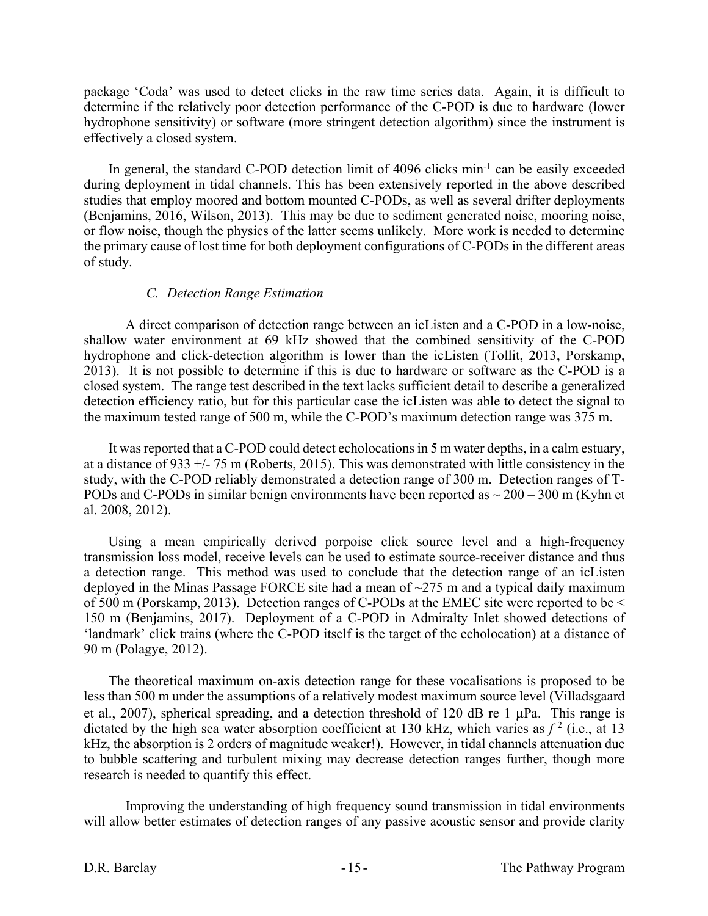package 'Coda' was used to detect clicks in the raw time series data. Again, it is difficult to determine if the relatively poor detection performance of the C-POD is due to hardware (lower hydrophone sensitivity) or software (more stringent detection algorithm) since the instrument is effectively a closed system.

In general, the standard C-POD detection limit of 4096 clicks $\text{min}^{-1}$ can be easily exceeded during deployment in tidal channels. This has been extensively reported in the above described studies that employ moored and bottom mounted C-PODs, as well as several drifter deployments (Benjamins, 2016, Wilson, 2013). This may be due to sediment generated noise, mooring noise, or flow noise, though the physics of the latter seems unlikely. More work is needed to determine the primary cause of lost time for both deployment configurations of C-PODs in the different areas of study.

### *C. Detection Range Estimation*

A direct comparison of detection range between an icListen and a C-POD in a low-noise, shallow water environment at 69 kHz showed that the combined sensitivity of the C-POD hydrophone and click-detection algorithm is lower than the icListen (Tollit, 2013, Porskamp, 2013). It is not possible to determine if this is due to hardware or software as the C-POD is a closed system. The range test described in the text lacks sufficient detail to describe a generalized detection efficiency ratio, but for this particular case the icListen was able to detect the signal to the maximum tested range of 500 m, while the C-POD's maximum detection range was 375 m.

It was reported that a C-POD could detect echolocations in 5 m water depths, in a calm estuary, at a distance of 933 +/- 75 m (Roberts, 2015). This was demonstrated with little consistency in the study, with the C-POD reliably demonstrated a detection range of 300 m. Detection ranges of T-PODs and C-PODs in similar benign environments have been reported as ~ 200 – 300 m (Kyhn et al. 2008, 2012).

Using a mean empirically derived porpoise click source level and a high-frequency transmission loss model, receive levels can be used to estimate source-receiver distance and thus a detection range. This method was used to conclude that the detection range of an icListen deployed in the Minas Passage FORCE site had a mean of ~275 m and a typical daily maximum of 500 m (Porskamp, 2013). Detection ranges of C-PODs at the EMEC site were reported to be < 150 m (Benjamins, 2017). Deployment of a C-POD in Admiralty Inlet showed detections of 'landmark' click trains (where the C-POD itself is the target of the echolocation) at a distance of 90 m (Polagye, 2012).

The theoretical maximum on-axis detection range for these vocalisations is proposed to be less than 500 m under the assumptions of a relatively modest maximum source level (Villadsgaard et al., 2007), spherical spreading, and a detection threshold of 120 dB re 1 μPa. This range is dictated by the high sea water absorption coefficient at 130 kHz, which varies as $f^2$ (i.e., at 13 kHz, the absorption is 2 orders of magnitude weaker!). However, in tidal channels attenuation due to bubble scattering and turbulent mixing may decrease detection ranges further, though more research is needed to quantify this effect.

Improving the understanding of high frequency sound transmission in tidal environments will allow better estimates of detection ranges of any passive acoustic sensor and provide clarity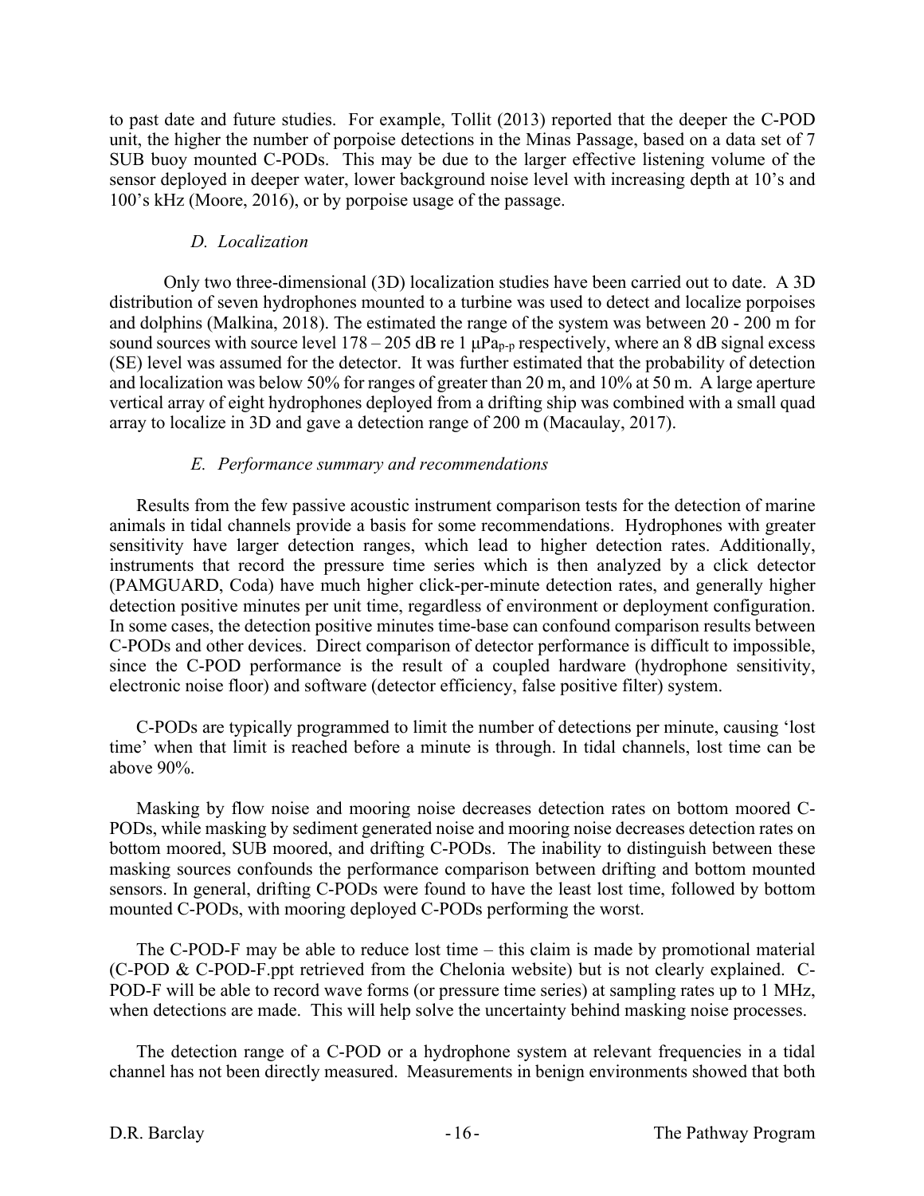to past date and future studies. For example, Tollit (2013) reported that the deeper the C-POD unit, the higher the number of porpoise detections in the Minas Passage, based on a data set of 7 SUB buoy mounted C-PODs. This may be due to the larger effective listening volume of the sensor deployed in deeper water, lower background noise level with increasing depth at 10's and 100's kHz (Moore, 2016), or by porpoise usage of the passage.

### *D. Localization*

Only two three-dimensional (3D) localization studies have been carried out to date. A 3D distribution of seven hydrophones mounted to a turbine was used to detect and localize porpoises and dolphins (Malkina, 2018). The estimated the range of the system was between 20 - 200 m for sound sources with source level 178 – 205 dB re 1 $\mu Pa_{p\text{-}p}$ respectively, where an 8 dB signal excess (SE) level was assumed for the detector. It was further estimated that the probability of detection and localization was below 50% for ranges of greater than 20 m, and 10% at 50 m. A large aperture vertical array of eight hydrophones deployed from a drifting ship was combined with a small quad array to localize in 3D and gave a detection range of 200 m (Macaulay, 2017).

### *E. Performance summary and recommendations*

Results from the few passive acoustic instrument comparison tests for the detection of marine animals in tidal channels provide a basis for some recommendations. Hydrophones with greater sensitivity have larger detection ranges, which lead to higher detection rates. Additionally, instruments that record the pressure time series which is then analyzed by a click detector (PAMGUARD, Coda) have much higher click-per-minute detection rates, and generally higher detection positive minutes per unit time, regardless of environment or deployment configuration. In some cases, the detection positive minutes time-base can confound comparison results between C-PODs and other devices. Direct comparison of detector performance is difficult to impossible, since the C-POD performance is the result of a coupled hardware (hydrophone sensitivity, electronic noise floor) and software (detector efficiency, false positive filter) system.

C-PODs are typically programmed to limit the number of detections per minute, causing 'lost time' when that limit is reached before a minute is through. In tidal channels, lost time can be above 90%.

Masking by flow noise and mooring noise decreases detection rates on bottom moored C-PODs, while masking by sediment generated noise and mooring noise decreases detection rates on bottom moored, SUB moored, and drifting C-PODs. The inability to distinguish between these masking sources confounds the performance comparison between drifting and bottom mounted sensors. In general, drifting C-PODs were found to have the least lost time, followed by bottom mounted C-PODs, with mooring deployed C-PODs performing the worst.

The C-POD-F may be able to reduce lost time – this claim is made by promotional material (C-POD & C-POD-F.ppt retrieved from the Chelonia website) but is not clearly explained. C-POD-F will be able to record wave forms (or pressure time series) at sampling rates up to 1 MHz, when detections are made. This will help solve the uncertainty behind masking noise processes.

The detection range of a C-POD or a hydrophone system at relevant frequencies in a tidal channel has not been directly measured. Measurements in benign environments showed that both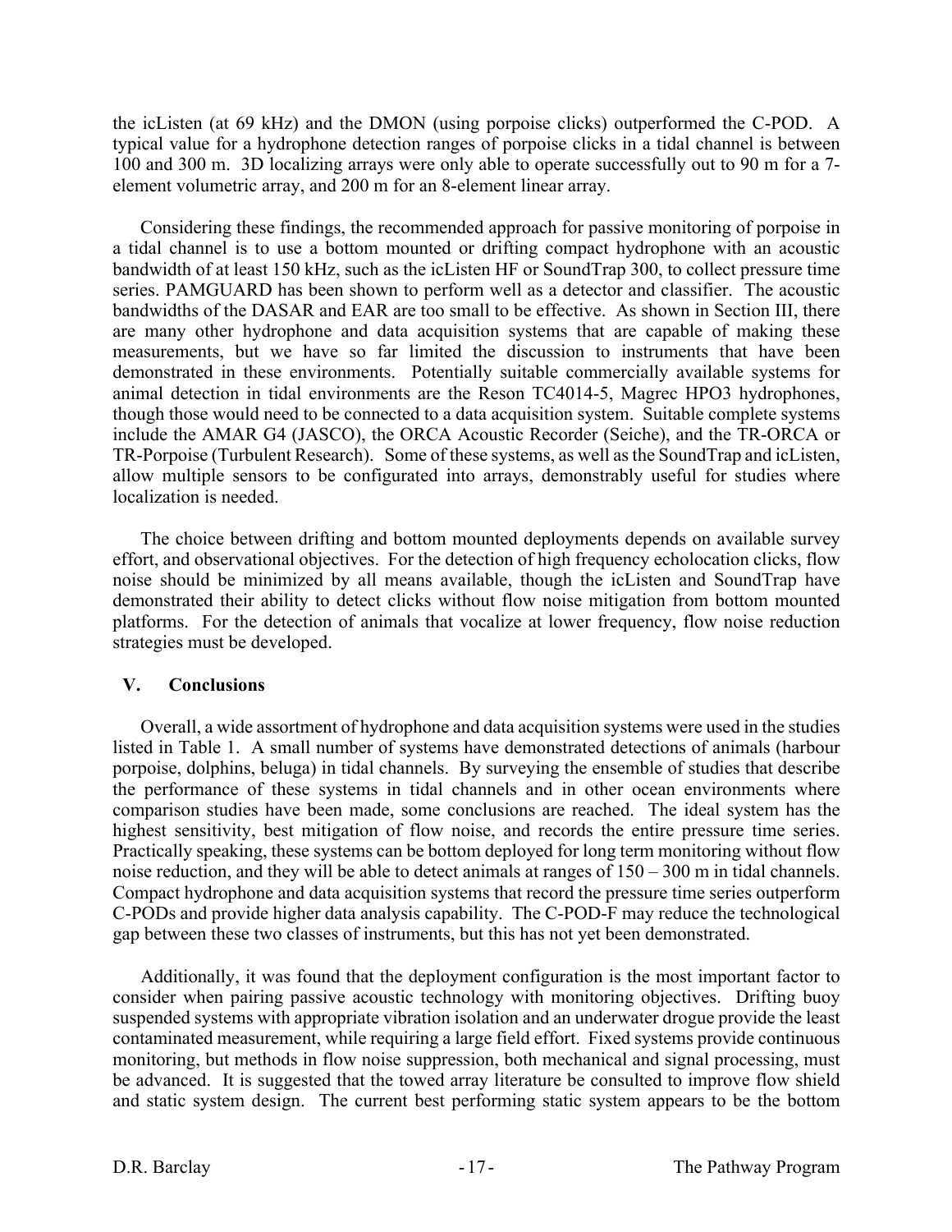the icListen (at 69 kHz) and the DMON (using porpoise clicks) outperformed the C-POD. A typical value for a hydrophone detection ranges of porpoise clicks in a tidal channel is between 100 and 300 m. 3D localizing arrays were only able to operate successfully out to 90 m for a 7-element volumetric array, and 200 m for an 8-element linear array.

Considering these findings, the recommended approach for passive monitoring of porpoise in a tidal channel is to use a bottom mounted or drifting compact hydrophone with an acoustic bandwidth of at least 150 kHz, such as the icListen HF or SoundTrap 300, to collect pressure time series. PAMGUARD has been shown to perform well as a detector and classifier. The acoustic bandwidths of the DASAR and EAR are too small to be effective. As shown in Section III, there are many other hydrophone and data acquisition systems that are capable of making these measurements, but we have so far limited the discussion to instruments that have been demonstrated in these environments. Potentially suitable commercially available systems for animal detection in tidal environments are the Reson TC4014-5, Magrec HPO3 hydrophones, though those would need to be connected to a data acquisition system. Suitable complete systems include the AMAR G4 (JASCO), the ORCA Acoustic Recorder (Seiche), and the TR-ORCA or TR-Porpoise (Turbulent Research). Some of these systems, as well as the SoundTrap and icListen, allow multiple sensors to be configurated into arrays, demonstrably useful for studies where localization is needed.

The choice between drifting and bottom mounted deployments depends on available survey effort, and observational objectives. For the detection of high frequency echolocation clicks, flow noise should be minimized by all means available, though the icListen and SoundTrap have demonstrated their ability to detect clicks without flow noise mitigation from bottom mounted platforms. For the detection of animals that vocalize at lower frequency, flow noise reduction strategies must be developed.

## V. Conclusions

Overall, a wide assortment of hydrophone and data acquisition systems were used in the studies listed in Table 1. A small number of systems have demonstrated detections of animals (harbour porpoise, dolphins, beluga) in tidal channels. By surveying the ensemble of studies that describe the performance of these systems in tidal channels and in other ocean environments where comparison studies have been made, some conclusions are reached. The ideal system has the highest sensitivity, best mitigation of flow noise, and records the entire pressure time series. Practically speaking, these systems can be bottom deployed for long term monitoring without flow noise reduction, and they will be able to detect animals at ranges of 150 – 300 m in tidal channels. Compact hydrophone and data acquisition systems that record the pressure time series outperform C-PODs and provide higher data analysis capability. The C-POD-F may reduce the technological gap between these two classes of instruments, but this has not yet been demonstrated.

Additionally, it was found that the deployment configuration is the most important factor to consider when pairing passive acoustic technology with monitoring objectives. Drifting buoy suspended systems with appropriate vibration isolation and an underwater drogue provide the least contaminated measurement, while requiring a large field effort. Fixed systems provide continuous monitoring, but methods in flow noise suppression, both mechanical and signal processing, must be advanced. It is suggested that the towed array literature be consulted to improve flow shield and static system design. The current best performing static system appears to be the bottom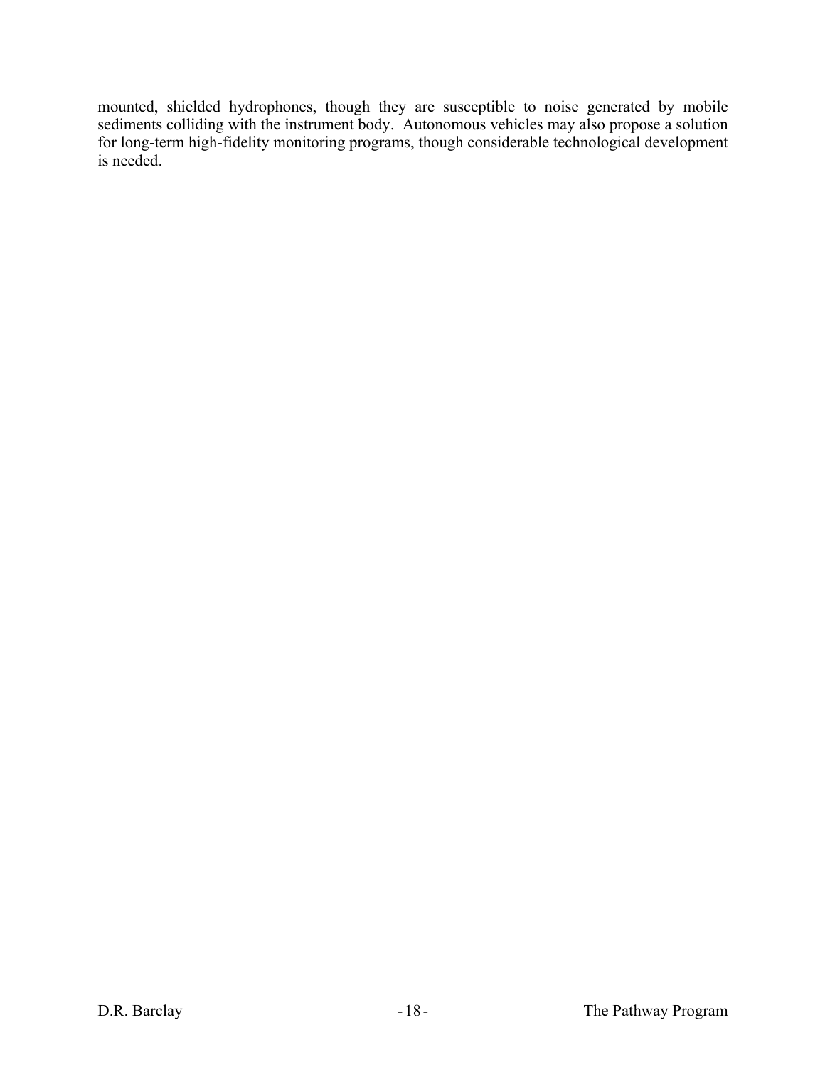mounted, shielded hydrophones, though they are susceptible to noise generated by mobile sediments colliding with the instrument body. Autonomous vehicles may also propose a solution for long-term high-fidelity monitoring programs, though considerable technological development is needed.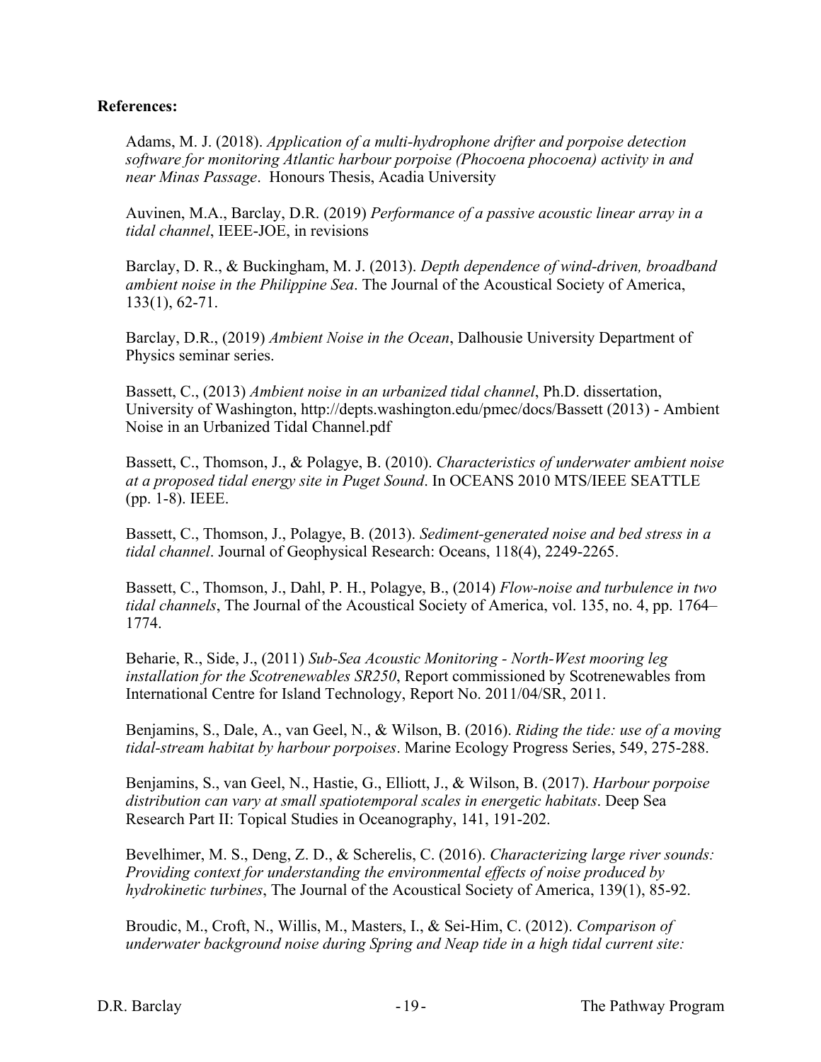**References:**

Adams, M. J. (2018). *Application of a multi-hydrophone drifter and porpoise detection software for monitoring Atlantic harbour porpoise (Phocoena phocoena) activity in and near Minas Passage*. Honours Thesis, Acadia University

Auvinen, M.A., Barclay, D.R. (2019) *Performance of a passive acoustic linear array in a tidal channel*, IEEE-JOE, in revisions

Barclay, D. R., & Buckingham, M. J. (2013). *Depth dependence of wind-driven, broadband ambient noise in the Philippine Sea*. The Journal of the Acoustical Society of America, 133(1), 62-71.

Barclay, D.R., (2019) *Ambient Noise in the Ocean*, Dalhousie University Department of Physics seminar series.

Bassett, C., (2013) *Ambient noise in an urbanized tidal channel*, Ph.D. dissertation, University of Washington, http://depts.washington.edu/pmec/docs/Bassett (2013) - Ambient Noise in an Urbanized Tidal Channel.pdf

Bassett, C., Thomson, J., & Polagye, B. (2010). *Characteristics of underwater ambient noise at a proposed tidal energy site in Puget Sound*. In OCEANS 2010 MTS/IEEE SEATTLE (pp. 1-8). IEEE.

Bassett, C., Thomson, J., Polagye, B. (2013). *Sediment-generated noise and bed stress in a tidal channel*. Journal of Geophysical Research: Oceans, 118(4), 2249-2265.

Bassett, C., Thomson, J., Dahl, P. H., Polagye, B., (2014) *Flow-noise and turbulence in two tidal channels*, The Journal of the Acoustical Society of America, vol. 135, no. 4, pp. 1764–1774.

Beharie, R., Side, J., (2011) *Sub-Sea Acoustic Monitoring - North-West mooring leg installation for the Scotrenewables SR250*, Report commissioned by Scotrenewables from International Centre for Island Technology, Report No. 2011/04/SR, 2011.

Benjamins, S., Dale, A., van Geel, N., & Wilson, B. (2016). *Riding the tide: use of a moving tidal-stream habitat by harbour porpoises*. Marine Ecology Progress Series, 549, 275-288.

Benjamins, S., van Geel, N., Hastie, G., Elliott, J., & Wilson, B. (2017). *Harbour porpoise distribution can vary at small spatiotemporal scales in energetic habitats*. Deep Sea Research Part II: Topical Studies in Oceanography, 141, 191-202.

Bevelhimer, M. S., Deng, Z. D., & Scherelis, C. (2016). *Characterizing large river sounds: Providing context for understanding the environmental effects of noise produced by hydrokinetic turbines*, The Journal of the Acoustical Society of America, 139(1), 85-92.

Broudic, M., Croft, N., Willis, M., Masters, I., & Sei-Him, C. (2012). *Comparison of underwater background noise during Spring and Neap tide in a high tidal current site:*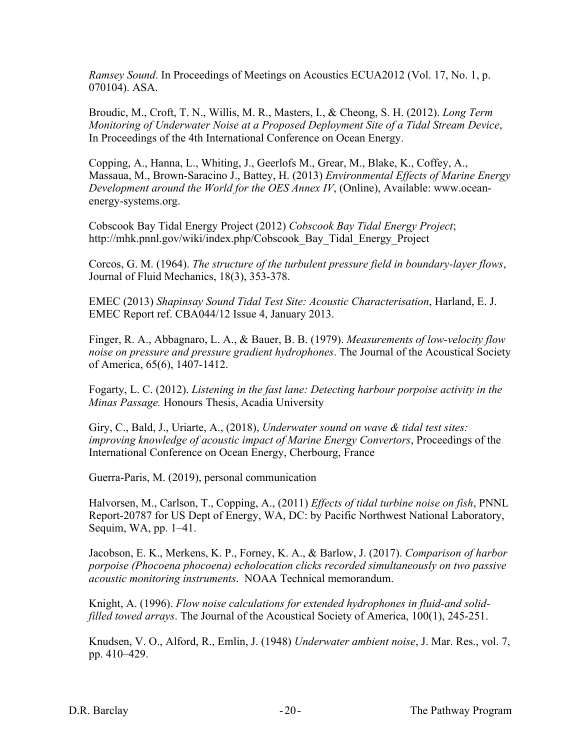*Ramsey Sound*. In Proceedings of Meetings on Acoustics ECUA2012 (Vol. 17, No. 1, p. 070104). ASA.

Broudic, M., Croft, T. N., Willis, M. R., Masters, I., & Cheong, S. H. (2012). *Long Term Monitoring of Underwater Noise at a Proposed Deployment Site of a Tidal Stream Device*, In Proceedings of the 4th International Conference on Ocean Energy.

Copping, A., Hanna, L., Whiting, J., Geerlofs M., Grear, M., Blake, K., Coffey, A., Massaua, M., Brown-Saracino J., Battey, H. (2013) *Environmental Effects of Marine Energy Development around the World for the OES Annex IV*, (Online), Available: www.ocean-energy-systems.org.

Cobscook Bay Tidal Energy Project (2012) *Cobscook Bay Tidal Energy Project*; http://mhk.pnnl.gov/wiki/index.php/Cobscook_Bay_Tidal_Energy_Project

Corcos, G. M. (1964). *The structure of the turbulent pressure field in boundary-layer flows*, Journal of Fluid Mechanics, 18(3), 353-378.

EMEC (2013) *Shapinsay Sound Tidal Test Site: Acoustic Characterisation*, Harland, E. J. EMEC Report ref. CBA044/12 Issue 4, January 2013.

Finger, R. A., Abbagnaro, L. A., & Bauer, B. B. (1979). *Measurements of low-velocity flow noise on pressure and pressure gradient hydrophones*. The Journal of the Acoustical Society of America, 65(6), 1407-1412.

Fogarty, L. C. (2012). *Listening in the fast lane: Detecting harbour porpoise activity in the Minas Passage.* Honours Thesis, Acadia University

Giry, C., Bald, J., Uriarte, A., (2018), *Underwater sound on wave & tidal test sites: improving knowledge of acoustic impact of Marine Energy Convertors*, Proceedings of the International Conference on Ocean Energy, Cherbourg, France

Guerra-Paris, M. (2019), personal communication

Halvorsen, M., Carlson, T., Copping, A., (2011) *Effects of tidal turbine noise on fish*, PNNL Report-20787 for US Dept of Energy, WA, DC: by Pacific Northwest National Laboratory, Sequim, WA, pp. 1–41.

Jacobson, E. K., Merkens, K. P., Forney, K. A., & Barlow, J. (2017). *Comparison of harbor porpoise (Phocoena phocoena) echolocation clicks recorded simultaneously on two passive acoustic monitoring instruments*. NOAA Technical memorandum.

Knight, A. (1996). *Flow noise calculations for extended hydrophones in fluid-and solid-filled towed arrays*. The Journal of the Acoustical Society of America, 100(1), 245-251.

Knudsen, V. O., Alford, R., Emlin, J. (1948) *Underwater ambient noise*, J. Mar. Res., vol. 7, pp. 410–429.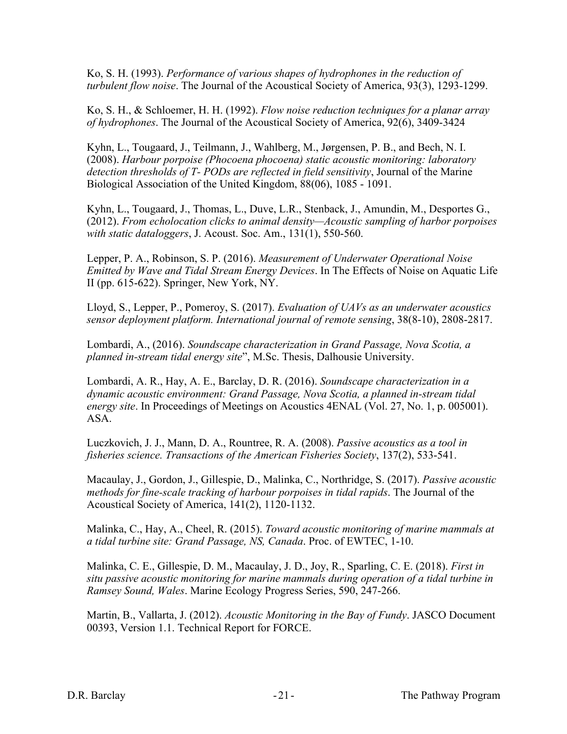Ko, S. H. (1993). *Performance of various shapes of hydrophones in the reduction of turbulent flow noise*. The Journal of the Acoustical Society of America, 93(3), 1293-1299.

Ko, S. H., & Schloemer, H. H. (1992). *Flow noise reduction techniques for a planar array of hydrophones*. The Journal of the Acoustical Society of America, 92(6), 3409-3424

Kyhn, L., Tougaard, J., Teilmann, J., Wahlberg, M., Jørgensen, P. B., and Bech, N. I. (2008). *Harbour porpoise (Phocoena phocoena) static acoustic monitoring: laboratory detection thresholds of T- PODs are reflected in field sensitivity*, Journal of the Marine Biological Association of the United Kingdom, 88(06), 1085 - 1091.

Kyhn, L., Tougaard, J., Thomas, L., Duve, L.R., Stenback, J., Amundin, M., Desportes G., (2012). *From echolocation clicks to animal density—Acoustic sampling of harbor porpoises with static dataloggers*, J. Acoust. Soc. Am., 131(1), 550-560.

Lepper, P. A., Robinson, S. P. (2016). *Measurement of Underwater Operational Noise Emitted by Wave and Tidal Stream Energy Devices*. In The Effects of Noise on Aquatic Life II (pp. 615-622). Springer, New York, NY.

Lloyd, S., Lepper, P., Pomeroy, S. (2017). *Evaluation of UAVs as an underwater acoustics sensor deployment platform. International journal of remote sensing*, 38(8-10), 2808-2817.

Lombardi, A., (2016). *Soundscape characterization in Grand Passage, Nova Scotia, a planned in-stream tidal energy site*", M.Sc. Thesis, Dalhousie University.

Lombardi, A. R., Hay, A. E., Barclay, D. R. (2016). *Soundscape characterization in a dynamic acoustic environment: Grand Passage, Nova Scotia, a planned in-stream tidal energy site*. In Proceedings of Meetings on Acoustics 4ENAL (Vol. 27, No. 1, p. 005001). ASA.

Luczkovich, J. J., Mann, D. A., Rountree, R. A. (2008). *Passive acoustics as a tool in fisheries science. Transactions of the American Fisheries Society*, 137(2), 533-541.

Macaulay, J., Gordon, J., Gillespie, D., Malinka, C., Northridge, S. (2017). *Passive acoustic methods for fine-scale tracking of harbour porpoises in tidal rapids*. The Journal of the Acoustical Society of America, 141(2), 1120-1132.

Malinka, C., Hay, A., Cheel, R. (2015). *Toward acoustic monitoring of marine mammals at a tidal turbine site: Grand Passage, NS, Canada*. Proc. of EWTEC, 1-10.

Malinka, C. E., Gillespie, D. M., Macaulay, J. D., Joy, R., Sparling, C. E. (2018). *First in situ passive acoustic monitoring for marine mammals during operation of a tidal turbine in Ramsey Sound, Wales*. Marine Ecology Progress Series, 590, 247-266.

Martin, B., Vallarta, J. (2012). *Acoustic Monitoring in the Bay of Fundy*. JASCO Document 00393, Version 1.1. Technical Report for FORCE.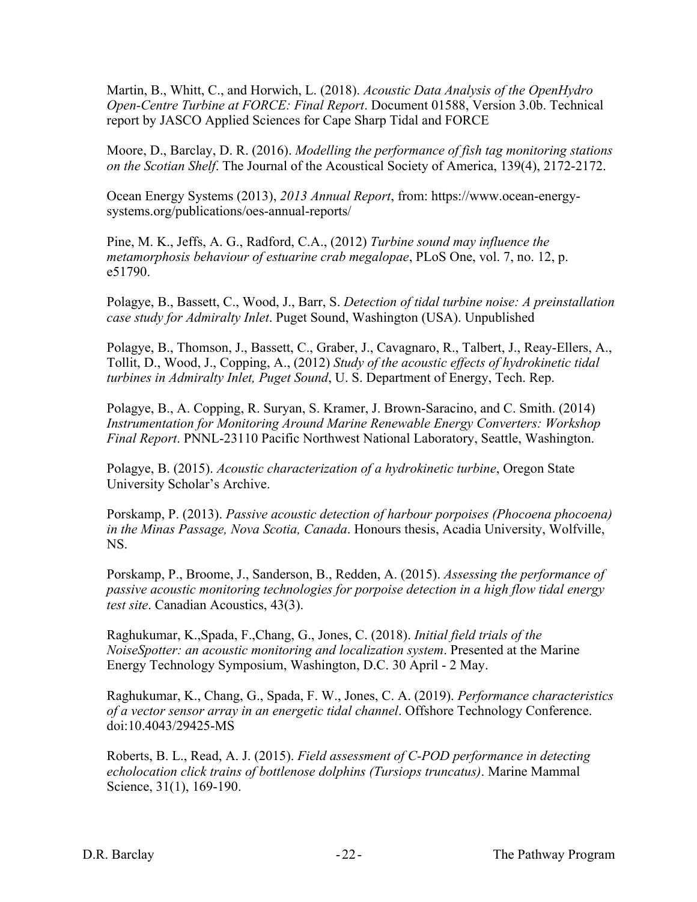Martin, B., Whitt, C., and Horwich, L. (2018). *Acoustic Data Analysis of the OpenHydro Open-Centre Turbine at FORCE: Final Report*. Document 01588, Version 3.0b. Technical report by JASCO Applied Sciences for Cape Sharp Tidal and FORCE

Moore, D., Barclay, D. R. (2016). *Modelling the performance of fish tag monitoring stations on the Scotian Shelf*. The Journal of the Acoustical Society of America, 139(4), 2172-2172.

Ocean Energy Systems (2013), *2013 Annual Report*, from: https://www.ocean-energy-systems.org/publications/oes-annual-reports/

Pine, M. K., Jeffs, A. G., Radford, C.A., (2012) *Turbine sound may influence the metamorphosis behaviour of estuarine crab megalopae*, PLoS One, vol. 7, no. 12, p. e51790.

Polagye, B., Bassett, C., Wood, J., Barr, S. *Detection of tidal turbine noise: A preinstallation case study for Admiralty Inlet*. Puget Sound, Washington (USA). Unpublished

Polagye, B., Thomson, J., Bassett, C., Graber, J., Cavagnaro, R., Talbert, J., Reay-Ellers, A., Tollit, D., Wood, J., Copping, A., (2012) *Study of the acoustic effects of hydrokinetic tidal turbines in Admiralty Inlet, Puget Sound*, U. S. Department of Energy, Tech. Rep.

Polagye, B., A. Copping, R. Suryan, S. Kramer, J. Brown-Saracino, and C. Smith. (2014) *Instrumentation for Monitoring Around Marine Renewable Energy Converters: Workshop Final Report*. PNNL-23110 Pacific Northwest National Laboratory, Seattle, Washington.

Polagye, B. (2015). *Acoustic characterization of a hydrokinetic turbine*, Oregon State University Scholar's Archive.

Porskamp, P. (2013). *Passive acoustic detection of harbour porpoises (Phocoena phocoena) in the Minas Passage, Nova Scotia, Canada*. Honours thesis, Acadia University, Wolfville, NS.

Porskamp, P., Broome, J., Sanderson, B., Redden, A. (2015). *Assessing the performance of passive acoustic monitoring technologies for porpoise detection in a high flow tidal energy test site*. Canadian Acoustics, 43(3).

Raghukumar, K.,Spada, F.,Chang, G., Jones, C. (2018). *Initial field trials of the NoiseSpotter: an acoustic monitoring and localization system*. Presented at the Marine Energy Technology Symposium, Washington, D.C. 30 April - 2 May.

Raghukumar, K., Chang, G., Spada, F. W., Jones, C. A. (2019). *Performance characteristics of a vector sensor array in an energetic tidal channel*. Offshore Technology Conference. doi:10.4043/29425-MS

Roberts, B. L., Read, A. J. (2015). *Field assessment of C-POD performance in detecting echolocation click trains of bottlenose dolphins (Tursiops truncatus)*. Marine Mammal Science, 31(1), 169-190.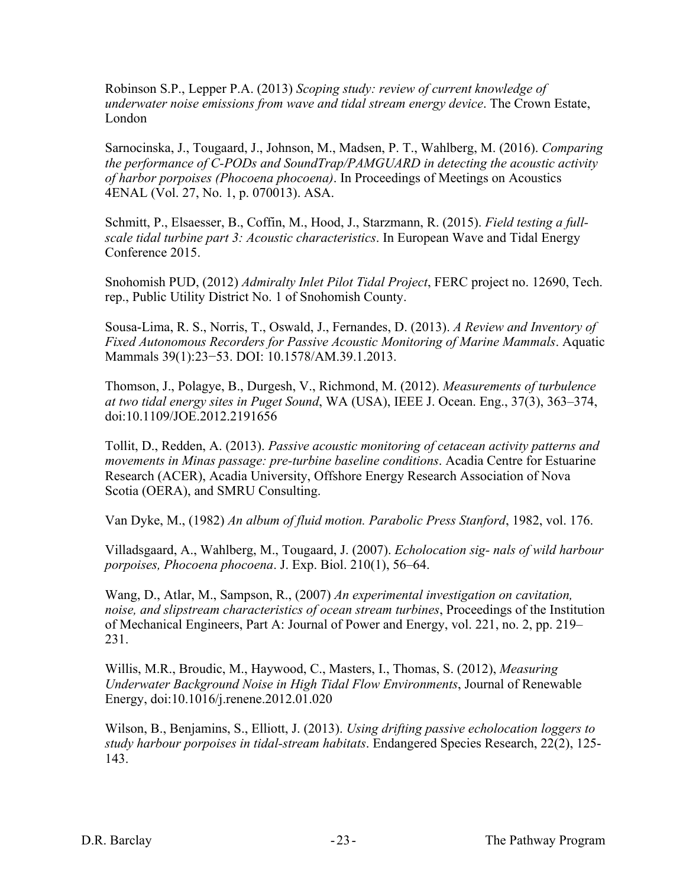Robinson S.P., Lepper P.A. (2013) *Scoping study: review of current knowledge of underwater noise emissions from wave and tidal stream energy device*. The Crown Estate, London

Sarnocinska, J., Tougaard, J., Johnson, M., Madsen, P. T., Wahlberg, M. (2016). *Comparing the performance of C-PODs and SoundTrap/PAMGUARD in detecting the acoustic activity of harbor porpoises (Phocoena phocoena)*. In Proceedings of Meetings on Acoustics 4ENAL (Vol. 27, No. 1, p. 070013). ASA.

Schmitt, P., Elsaesser, B., Coffin, M., Hood, J., Starzmann, R. (2015). *Field testing a full-scale tidal turbine part 3: Acoustic characteristics*. In European Wave and Tidal Energy Conference 2015.

Snohomish PUD, (2012) *Admiralty Inlet Pilot Tidal Project*, FERC project no. 12690, Tech. rep., Public Utility District No. 1 of Snohomish County.

Sousa-Lima, R. S., Norris, T., Oswald, J., Fernandes, D. (2013). *A Review and Inventory of Fixed Autonomous Recorders for Passive Acoustic Monitoring of Marine Mammals*. Aquatic Mammals 39(1):23−53. DOI: 10.1578/AM.39.1.2013.

Thomson, J., Polagye, B., Durgesh, V., Richmond, M. (2012). *Measurements of turbulence at two tidal energy sites in Puget Sound*, WA (USA), IEEE J. Ocean. Eng., 37(3), 363–374, doi:10.1109/JOE.2012.2191656

Tollit, D., Redden, A. (2013). *Passive acoustic monitoring of cetacean activity patterns and movements in Minas passage: pre-turbine baseline conditions*. Acadia Centre for Estuarine Research (ACER), Acadia University, Offshore Energy Research Association of Nova Scotia (OERA), and SMRU Consulting.

Van Dyke, M., (1982) *An album of fluid motion. Parabolic Press Stanford*, 1982, vol. 176.

Villadsgaard, A., Wahlberg, M., Tougaard, J. (2007). *Echolocation sig- nals of wild harbour porpoises, Phocoena phocoena*. J. Exp. Biol. 210(1), 56–64.

Wang, D., Atlar, M., Sampson, R., (2007) *An experimental investigation on cavitation, noise, and slipstream characteristics of ocean stream turbines*, Proceedings of the Institution of Mechanical Engineers, Part A: Journal of Power and Energy, vol. 221, no. 2, pp. 219–231.

Willis, M.R., Broudic, M., Haywood, C., Masters, I., Thomas, S. (2012), *Measuring Underwater Background Noise in High Tidal Flow Environments*, Journal of Renewable Energy, doi:10.1016/j.renene.2012.01.020

Wilson, B., Benjamins, S., Elliott, J. (2013). *Using drifting passive echolocation loggers to study harbour porpoises in tidal-stream habitats*. Endangered Species Research, 22(2), 125-143.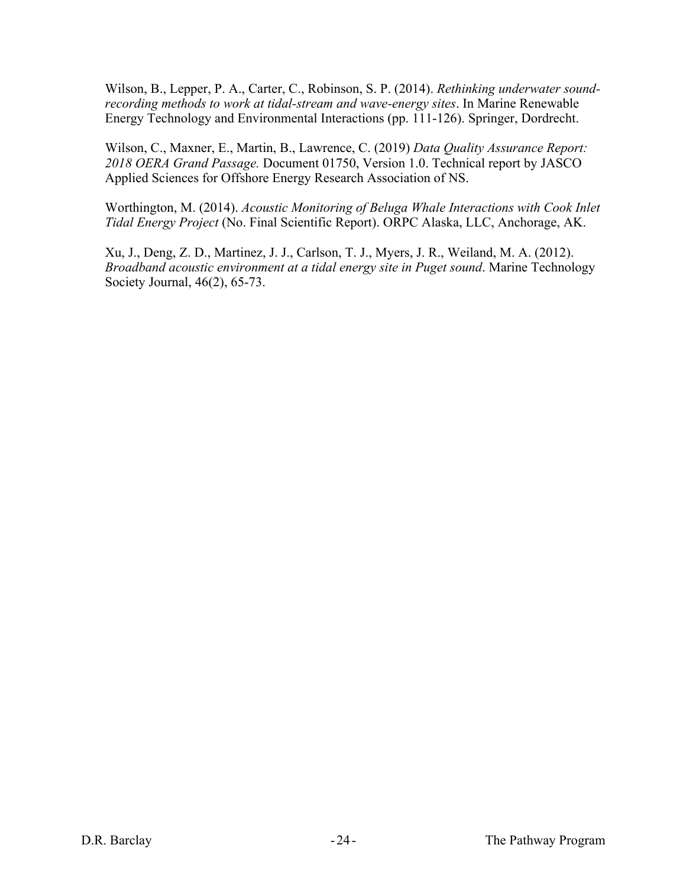Wilson, B., Lepper, P. A., Carter, C., Robinson, S. P. (2014). *Rethinking underwater sound-recording methods to work at tidal-stream and wave-energy sites*. In Marine Renewable Energy Technology and Environmental Interactions (pp. 111-126). Springer, Dordrecht.

Wilson, C., Maxner, E., Martin, B., Lawrence, C. (2019) *Data Quality Assurance Report: 2018 OERA Grand Passage.* Document 01750, Version 1.0. Technical report by JASCO Applied Sciences for Offshore Energy Research Association of NS.

Worthington, M. (2014). *Acoustic Monitoring of Beluga Whale Interactions with Cook Inlet Tidal Energy Project* (No. Final Scientific Report). ORPC Alaska, LLC, Anchorage, AK.

Xu, J., Deng, Z. D., Martinez, J. J., Carlson, T. J., Myers, J. R., Weiland, M. A. (2012). *Broadband acoustic environment at a tidal energy site in Puget sound*. Marine Technology Society Journal, 46(2), 65-73.